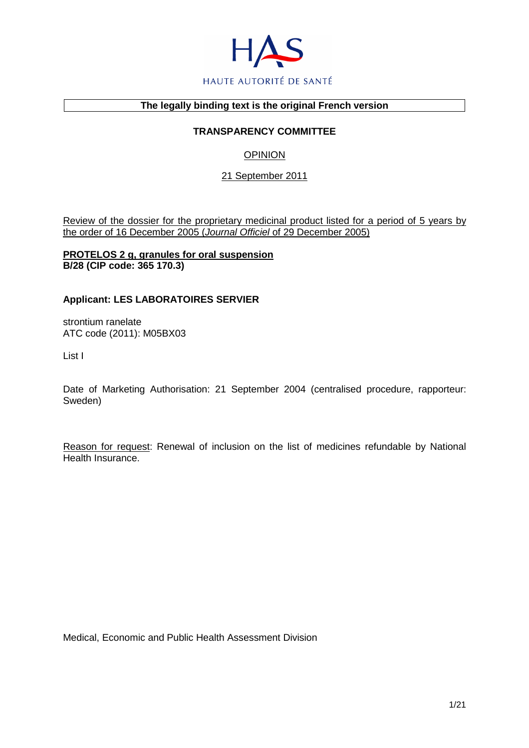HAUTE AUTORITÉ DE SANTÉ

**The legally binding text is the original French version**

**TRANSPARENCY COMMITTEE**

OPINION

21 September 2011

Review of the dossier for the proprietary medicinal product listed for a period of 5 years by the order of 16 December 2005 (*Journal Officiel* of 29 December 2005)

**PROTELOS 2 g, granules for oral suspension**
**B/28 (CIP code: 365 170.3)**

**Applicant: LES LABORATOIRES SERVIER**

strontium ranelate
ATC code (2011): M05BX03

List I

Date of Marketing Authorisation: 21 September 2004 (centralised procedure, rapporteur: Sweden)

Reason for request: Renewal of inclusion on the list of medicines refundable by National Health Insurance.

Medical, Economic and Public Health Assessment Division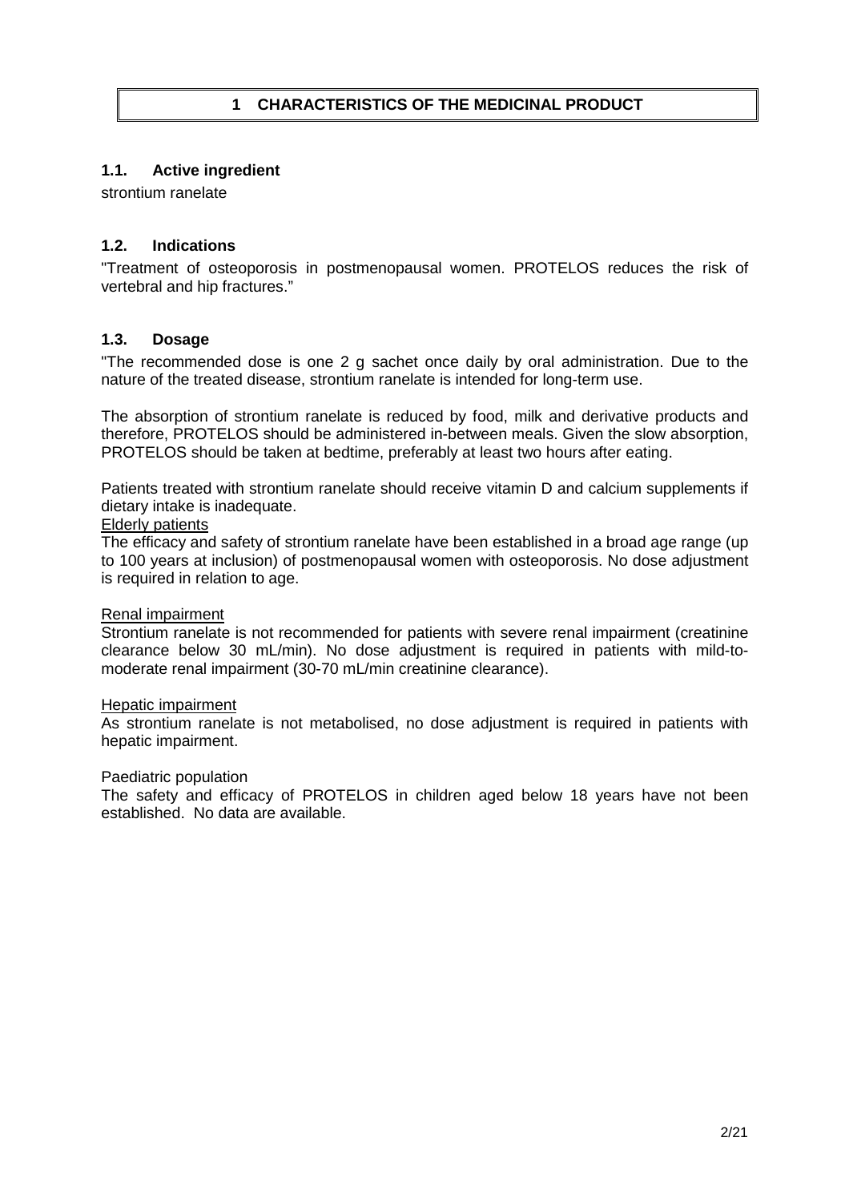# 1 CHARACTERISTICS OF THE MEDICINAL PRODUCT

## 1.1. Active ingredient

strontium ranelate

## 1.2. Indications

"Treatment of osteoporosis in postmenopausal women. PROTELOS reduces the risk of vertebral and hip fractures."

## 1.3. Dosage

"The recommended dose is one 2 g sachet once daily by oral administration. Due to the nature of the treated disease, strontium ranelate is intended for long-term use.

The absorption of strontium ranelate is reduced by food, milk and derivative products and therefore, PROTELOS should be administered in-between meals. Given the slow absorption, PROTELOS should be taken at bedtime, preferably at least two hours after eating.

Patients treated with strontium ranelate should receive vitamin D and calcium supplements if dietary intake is inadequate.

Elderly patients

The efficacy and safety of strontium ranelate have been established in a broad age range (up to 100 years at inclusion) of postmenopausal women with osteoporosis. No dose adjustment is required in relation to age.

Renal impairment

Strontium ranelate is not recommended for patients with severe renal impairment (creatinine clearance below 30 mL/min). No dose adjustment is required in patients with mild-to-moderate renal impairment (30-70 mL/min creatinine clearance).

Hepatic impairment

As strontium ranelate is not metabolised, no dose adjustment is required in patients with hepatic impairment.

Paediatric population

The safety and efficacy of PROTELOS in children aged below 18 years have not been established. No data are available.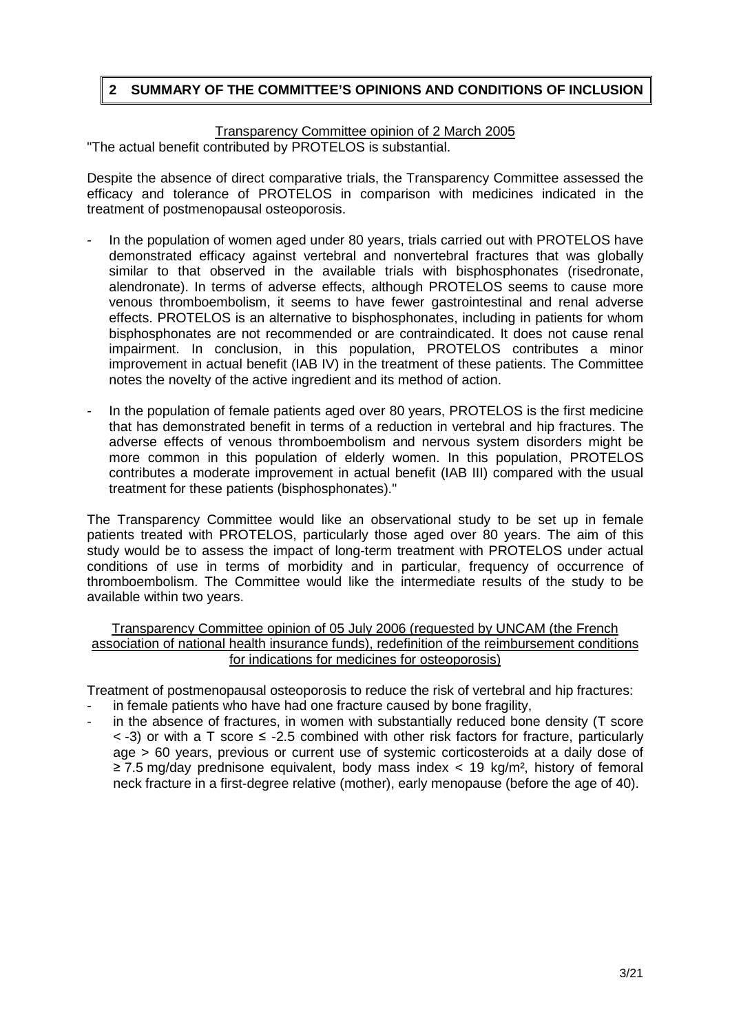## 2 SUMMARY OF THE COMMITTEE'S OPINIONS AND CONDITIONS OF INCLUSION

Transparency Committee opinion of 2 March 2005

"The actual benefit contributed by PROTELOS is substantial.

Despite the absence of direct comparative trials, the Transparency Committee assessed the efficacy and tolerance of PROTELOS in comparison with medicines indicated in the treatment of postmenopausal osteoporosis.

- In the population of women aged under 80 years, trials carried out with PROTELOS have demonstrated efficacy against vertebral and nonvertebral fractures that was globally similar to that observed in the available trials with bisphosphonates (risedronate, alendronate). In terms of adverse effects, although PROTELOS seems to cause more venous thromboembolism, it seems to have fewer gastrointestinal and renal adverse effects. PROTELOS is an alternative to bisphosphonates, including in patients for whom bisphosphonates are not recommended or are contraindicated. It does not cause renal impairment. In conclusion, in this population, PROTELOS contributes a minor improvement in actual benefit (IAB IV) in the treatment of these patients. The Committee notes the novelty of the active ingredient and its method of action.
- In the population of female patients aged over 80 years, PROTELOS is the first medicine that has demonstrated benefit in terms of a reduction in vertebral and hip fractures. The adverse effects of venous thromboembolism and nervous system disorders might be more common in this population of elderly women. In this population, PROTELOS contributes a moderate improvement in actual benefit (IAB III) compared with the usual treatment for these patients (bisphosphonates)."

The Transparency Committee would like an observational study to be set up in female patients treated with PROTELOS, particularly those aged over 80 years. The aim of this study would be to assess the impact of long-term treatment with PROTELOS under actual conditions of use in terms of morbidity and in particular, frequency of occurrence of thromboembolism. The Committee would like the intermediate results of the study to be available within two years.

Transparency Committee opinion of 05 July 2006 (requested by UNCAM (the French association of national health insurance funds), redefinition of the reimbursement conditions for indications for medicines for osteoporosis)

Treatment of postmenopausal osteoporosis to reduce the risk of vertebral and hip fractures:

- in female patients who have had one fracture caused by bone fragility,
- in the absence of fractures, in women with substantially reduced bone density (T score $< -3$) or with a T score $\leq -2.5$ combined with other risk factors for fracture, particularly age $> 60$ years, previous or current use of systemic corticosteroids at a daily dose of $\geq 7.5$ mg/day prednisone equivalent, body mass index $< 19$ kg/m², history of femoral neck fracture in a first-degree relative (mother), early menopause (before the age of 40).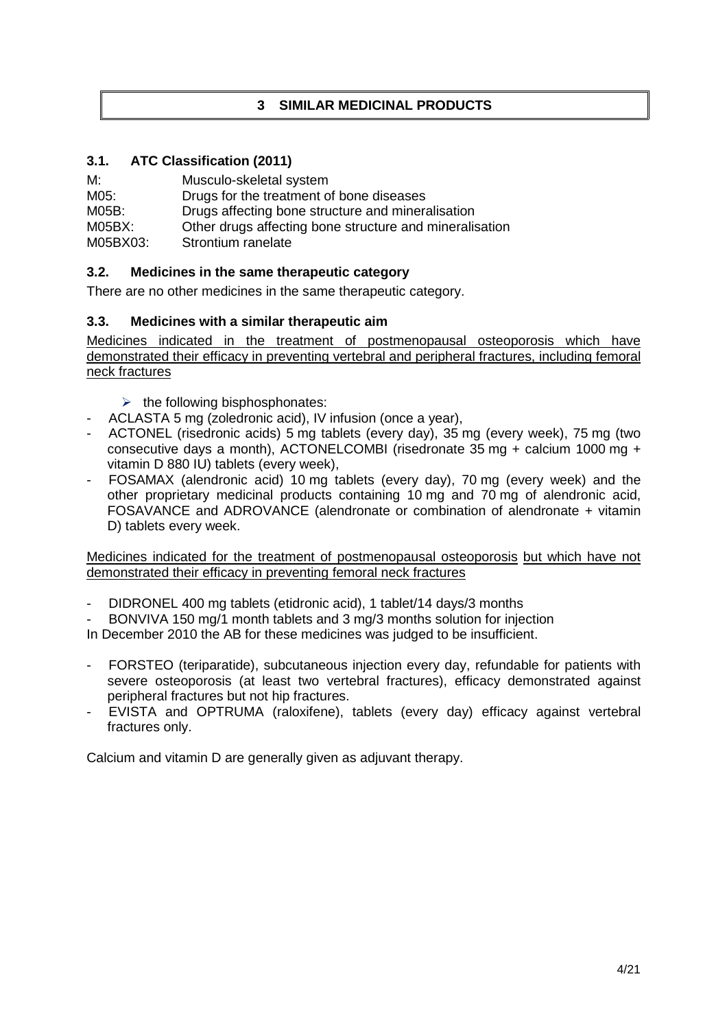# 3 SIMILAR MEDICINAL PRODUCTS

## 3.1. ATC Classification (2011)

M: Musculo-skeletal system
M05: Drugs for the treatment of bone diseases
M05B: Drugs affecting bone structure and mineralisation
M05BX: Other drugs affecting bone structure and mineralisation
M05BX03: Strontium ranelate

## 3.2. Medicines in the same therapeutic category

There are no other medicines in the same therapeutic category.

## 3.3. Medicines with a similar therapeutic aim

Medicines indicated in the treatment of postmenopausal osteoporosis which have demonstrated their efficacy in preventing vertebral and peripheral fractures, including femoral neck fractures

- ➢ the following bisphosphonates:
- ACLASTA 5 mg (zoledronic acid), IV infusion (once a year),
- ACTONEL (risedronic acids) 5 mg tablets (every day), 35 mg (every week), 75 mg (two consecutive days a month), ACTONELCOMBI (risedronate 35 mg + calcium 1000 mg + vitamin D 880 IU) tablets (every week),
- FOSAMAX (alendronic acid) 10 mg tablets (every day), 70 mg (every week) and the other proprietary medicinal products containing 10 mg and 70 mg of alendronic acid, FOSAVANCE and ADROVANCE (alendronate or combination of alendronate + vitamin D) tablets every week.

Medicines indicated for the treatment of postmenopausal osteoporosis but which have not demonstrated their efficacy in preventing femoral neck fractures

- DIDRONEL 400 mg tablets (etidronic acid), 1 tablet/14 days/3 months
- BONVIVA 150 mg/1 month tablets and 3 mg/3 months solution for injection

In December 2010 the AB for these medicines was judged to be insufficient.

- FORSTEO (teriparatide), subcutaneous injection every day, refundable for patients with severe osteoporosis (at least two vertebral fractures), efficacy demonstrated against peripheral fractures but not hip fractures.
- EVISTA and OPTRUMA (raloxifene), tablets (every day) efficacy against vertebral fractures only.

Calcium and vitamin D are generally given as adjuvant therapy.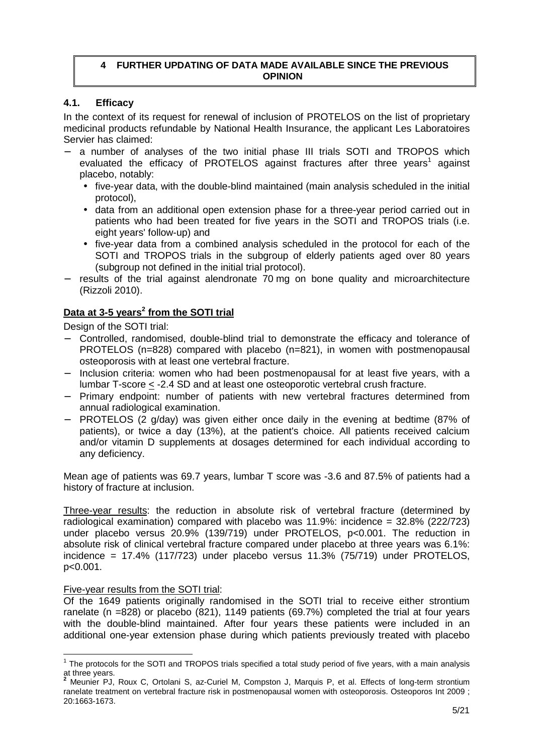## 4 FURTHER UPDATING OF DATA MADE AVAILABLE SINCE THE PREVIOUS OPINION

### 4.1. Efficacy

In the context of its request for renewal of inclusion of PROTELOS on the list of proprietary medicinal products refundable by National Health Insurance, the applicant Les Laboratoires Servier has claimed:

- a number of analyses of the two initial phase III trials SOTI and TROPOS which evaluated the efficacy of PROTELOS against fractures after three years[1] against placebo, notably:
  - five-year data, with the double-blind maintained (main analysis scheduled in the initial protocol),
  - data from an additional open extension phase for a three-year period carried out in patients who had been treated for five years in the SOTI and TROPOS trials (i.e. eight years' follow-up) and
  - five-year data from a combined analysis scheduled in the protocol for each of the SOTI and TROPOS trials in the subgroup of elderly patients aged over 80 years (subgroup not defined in the initial trial protocol).
- results of the trial against alendronate 70 mg on bone quality and microarchitecture (Rizzoli 2010).

**<u>Data at 3-5 years[2] from the SOTI trial</u>**

Design of the SOTI trial:

- Controlled, randomised, double-blind trial to demonstrate the efficacy and tolerance of PROTELOS (n=828) compared with placebo (n=821), in women with postmenopausal osteoporosis with at least one vertebral fracture.
- Inclusion criteria: women who had been postmenopausal for at least five years, with a lumbar T-score ≤ -2.4 SD and at least one osteoporotic vertebral crush fracture.
- Primary endpoint: number of patients with new vertebral fractures determined from annual radiological examination.
- PROTELOS (2 g/day) was given either once daily in the evening at bedtime (87% of patients), or twice a day (13%), at the patient's choice. All patients received calcium and/or vitamin D supplements at dosages determined for each individual according to any deficiency.

Mean age of patients was 69.7 years, lumbar T score was -3.6 and 87.5% of patients had a history of fracture at inclusion.

<u>Three-year results</u>: the reduction in absolute risk of vertebral fracture (determined by radiological examination) compared with placebo was 11.9%: incidence = 32.8% (222/723) under placebo versus 20.9% (139/719) under PROTELOS, $p<0.001$. The reduction in absolute risk of clinical vertebral fracture compared under placebo at three years was 6.1%: incidence = 17.4% (117/723) under placebo versus 11.3% (75/719) under PROTELOS, $p<0.001$.

<u>Five-year results from the SOTI trial</u>:

Of the 1649 patients originally randomised in the SOTI trial to receive either strontium ranelate (n =828) or placebo (821), 1149 patients (69.7%) completed the trial at four years with the double-blind maintained. After four years these patients were included in an additional one-year extension phase during which patients previously treated with placebo

---

[1] The protocols for the SOTI and TROPOS trials specified a total study period of five years, with a main analysis at three years.

[2] Meunier PJ, Roux C, Ortolani S, az-Curiel M, Compston J, Marquis P, et al. Effects of long-term strontium ranelate treatment on vertebral fracture risk in postmenopausal women with osteoporosis. Osteoporos Int 2009 ; 20:1663-1673.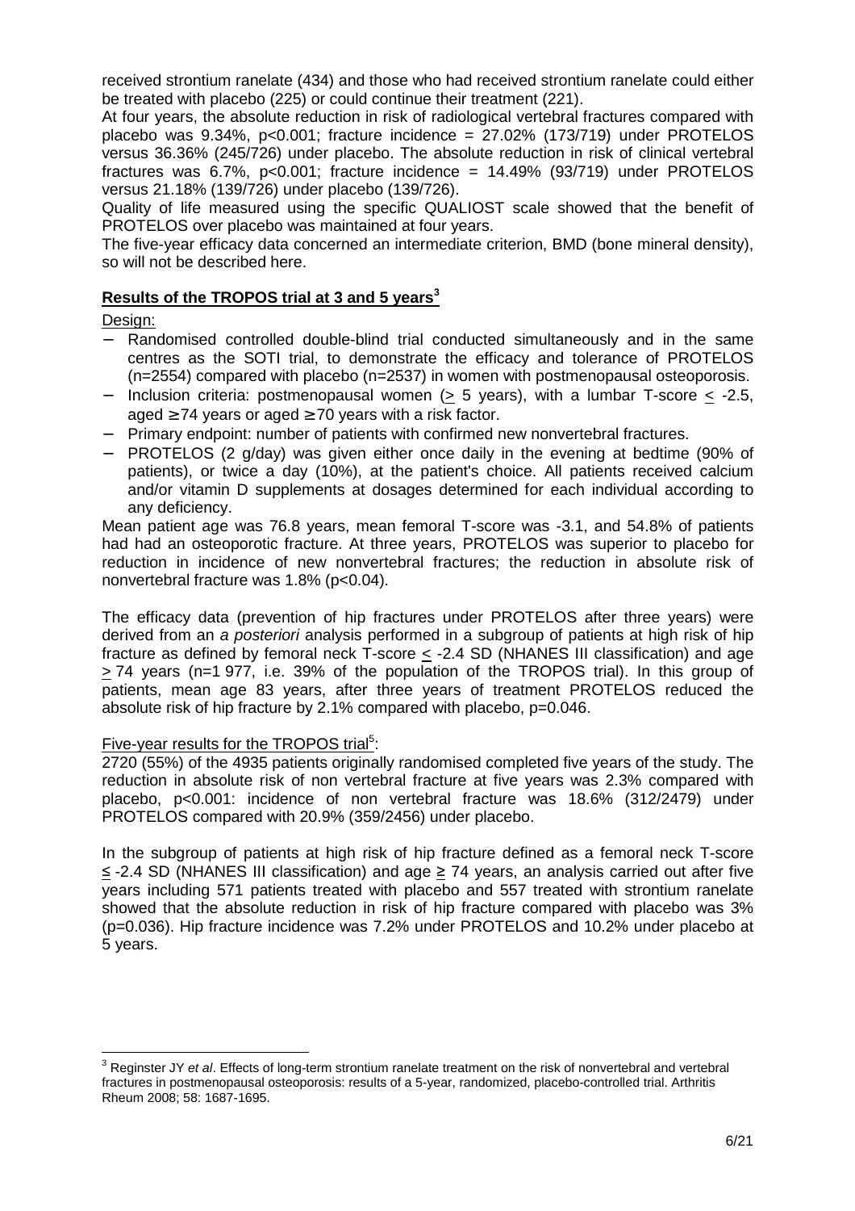received strontium ranelate (434) and those who had received strontium ranelate could either be treated with placebo (225) or could continue their treatment (221).

At four years, the absolute reduction in risk of radiological vertebral fractures compared with placebo was 9.34%, $p<0.001$; fracture incidence = 27.02% (173/719) under PROTELOS versus 36.36% (245/726) under placebo. The absolute reduction in risk of clinical vertebral fractures was 6.7%, $p<0.001$; fracture incidence = 14.49% (93/719) under PROTELOS versus 21.18% (139/726) under placebo (139/726).

Quality of life measured using the specific QUALIOST scale showed that the benefit of PROTELOS over placebo was maintained at four years.

The five-year efficacy data concerned an intermediate criterion, BMD (bone mineral density), so will not be described here.

## Results of the TROPOS trial at 3 and 5 years[3]

Design:

- Randomised controlled double-blind trial conducted simultaneously and in the same centres as the SOTI trial, to demonstrate the efficacy and tolerance of PROTELOS (n=2554) compared with placebo (n=2537) in women with postmenopausal osteoporosis.
- Inclusion criteria: postmenopausal women (≥ 5 years), with a lumbar T-score ≤ -2.5, aged ≥ 74 years or aged ≥ 70 years with a risk factor.
- Primary endpoint: number of patients with confirmed new nonvertebral fractures.
- PROTELOS (2 g/day) was given either once daily in the evening at bedtime (90% of patients), or twice a day (10%), at the patient's choice. All patients received calcium and/or vitamin D supplements at dosages determined for each individual according to any deficiency.

Mean patient age was 76.8 years, mean femoral T-score was -3.1, and 54.8% of patients had had an osteoporotic fracture. At three years, PROTELOS was superior to placebo for reduction in incidence of new nonvertebral fractures; the reduction in absolute risk of nonvertebral fracture was 1.8% ($p<0.04$).

The efficacy data (prevention of hip fractures under PROTELOS after three years) were derived from an *a posteriori* analysis performed in a subgroup of patients at high risk of hip fracture as defined by femoral neck T-score ≤ -2.4 SD (NHANES III classification) and age ≥ 74 years (n=1 977, i.e. 39% of the population of the TROPOS trial). In this group of patients, mean age 83 years, after three years of treatment PROTELOS reduced the absolute risk of hip fracture by 2.1% compared with placebo, $p=0.046$.

Five-year results for the TROPOS trial[5]:

2720 (55%) of the 4935 patients originally randomised completed five years of the study. The reduction in absolute risk of non vertebral fracture at five years was 2.3% compared with placebo, $p<0.001$: incidence of non vertebral fracture was 18.6% (312/2479) under PROTELOS compared with 20.9% (359/2456) under placebo.

In the subgroup of patients at high risk of hip fracture defined as a femoral neck T-score ≤ -2.4 SD (NHANES III classification) and age ≥ 74 years, an analysis carried out after five years including 571 patients treated with placebo and 557 treated with strontium ranelate showed that the absolute reduction in risk of hip fracture compared with placebo was 3% ($p=0.036$). Hip fracture incidence was 7.2% under PROTELOS and 10.2% under placebo at 5 years.

---

[3] Reginster JY *et al*. Effects of long-term strontium ranelate treatment on the risk of nonvertebral and vertebral fractures in postmenopausal osteoporosis: results of a 5-year, randomized, placebo-controlled trial. Arthritis Rheum 2008; 58: 1687-1695.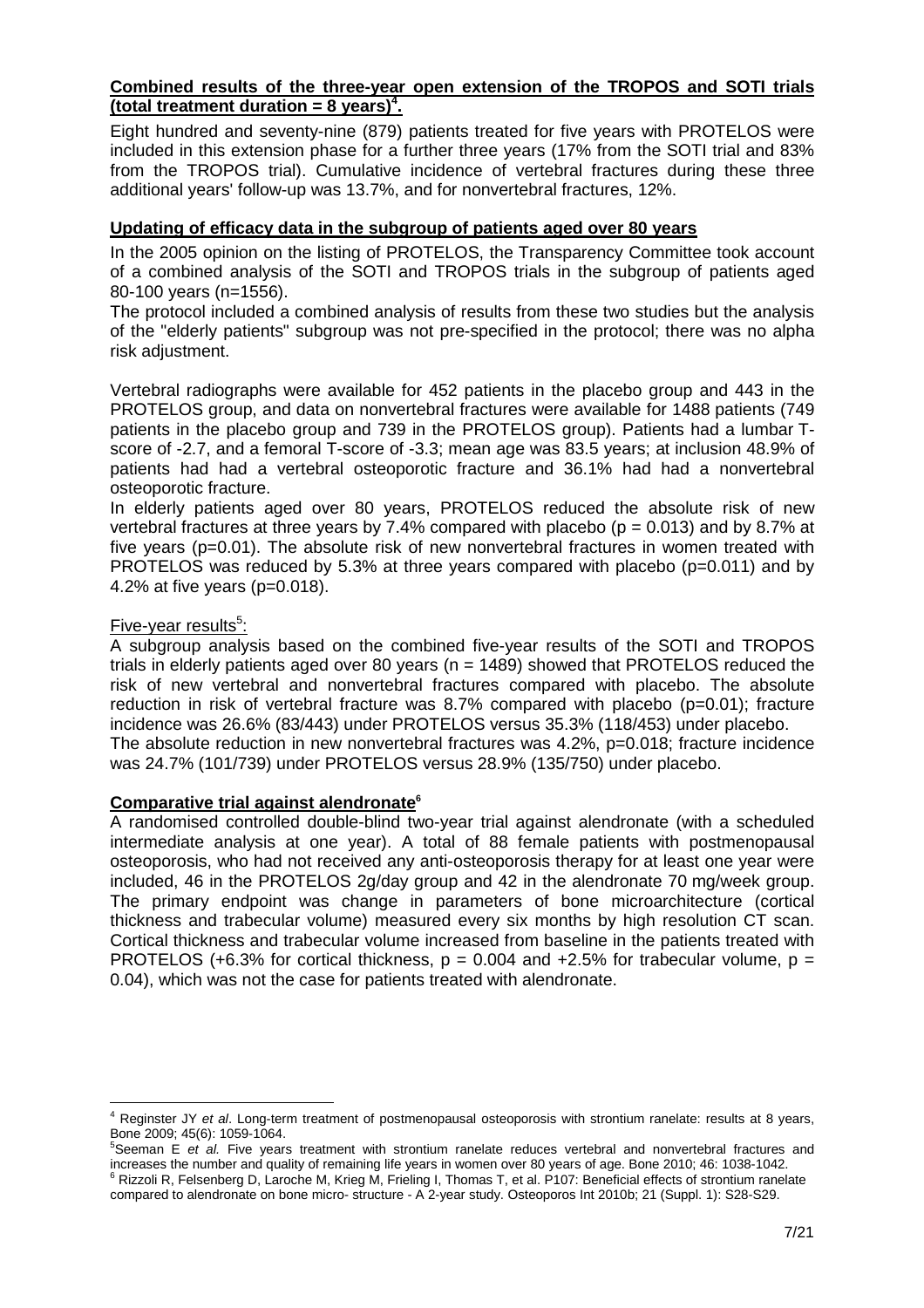**Combined results of the three-year open extension of the TROPOS and SOTI trials (total treatment duration = 8 years)[4].**

Eight hundred and seventy-nine (879) patients treated for five years with PROTELOS were included in this extension phase for a further three years (17% from the SOTI trial and 83% from the TROPOS trial). Cumulative incidence of vertebral fractures during these three additional years' follow-up was 13.7%, and for nonvertebral fractures, 12%.

**Updating of efficacy data in the subgroup of patients aged over 80 years**

In the 2005 opinion on the listing of PROTELOS, the Transparency Committee took account of a combined analysis of the SOTI and TROPOS trials in the subgroup of patients aged 80-100 years (n=1556).

The protocol included a combined analysis of results from these two studies but the analysis of the "elderly patients" subgroup was not pre-specified in the protocol; there was no alpha risk adjustment.

Vertebral radiographs were available for 452 patients in the placebo group and 443 in the PROTELOS group, and data on nonvertebral fractures were available for 1488 patients (749 patients in the placebo group and 739 in the PROTELOS group). Patients had a lumbar T-score of -2.7, and a femoral T-score of -3.3; mean age was 83.5 years; at inclusion 48.9% of patients had had a vertebral osteoporotic fracture and 36.1% had had a nonvertebral osteoporotic fracture.

In elderly patients aged over 80 years, PROTELOS reduced the absolute risk of new vertebral fractures at three years by 7.4% compared with placebo ($p = 0.013$) and by 8.7% at five years ($p=0.01$). The absolute risk of new nonvertebral fractures in women treated with PROTELOS was reduced by 5.3% at three years compared with placebo ($p=0.011$) and by 4.2% at five years ($p=0.018$).

Five-year results[5]:

A subgroup analysis based on the combined five-year results of the SOTI and TROPOS trials in elderly patients aged over 80 years (n = 1489) showed that PROTELOS reduced the risk of new vertebral and nonvertebral fractures compared with placebo. The absolute reduction in risk of vertebral fracture was 8.7% compared with placebo ($p=0.01$); fracture incidence was 26.6% (83/443) under PROTELOS versus 35.3% (118/453) under placebo.

The absolute reduction in new nonvertebral fractures was 4.2%, $p=0.018$; fracture incidence was 24.7% (101/739) under PROTELOS versus 28.9% (135/750) under placebo.

**Comparative trial against alendronate[6]**

A randomised controlled double-blind two-year trial against alendronate (with a scheduled intermediate analysis at one year). A total of 88 female patients with postmenopausal osteoporosis, who had not received any anti-osteoporosis therapy for at least one year were included, 46 in the PROTELOS 2g/day group and 42 in the alendronate 70 mg/week group. The primary endpoint was change in parameters of bone microarchitecture (cortical thickness and trabecular volume) measured every six months by high resolution CT scan. Cortical thickness and trabecular volume increased from baseline in the patients treated with PROTELOS (+6.3% for cortical thickness, $p = 0.004$ and +2.5% for trabecular volume, $p = 0.04$), which was not the case for patients treated with alendronate.

---

[4] Reginster JY *et al*. Long-term treatment of postmenopausal osteoporosis with strontium ranelate: results at 8 years, Bone 2009; 45(6): 1059-1064.

[5] Seeman E *et al.* Five years treatment with strontium ranelate reduces vertebral and nonvertebral fractures and increases the number and quality of remaining life years in women over 80 years of age. Bone 2010; 46: 1038-1042.

[6] Rizzoli R, Felsenberg D, Laroche M, Krieg M, Frieling I, Thomas T, et al. P107: Beneficial effects of strontium ranelate compared to alendronate on bone micro- structure - A 2-year study. Osteoporos Int 2010b; 21 (Suppl. 1): S28-S29.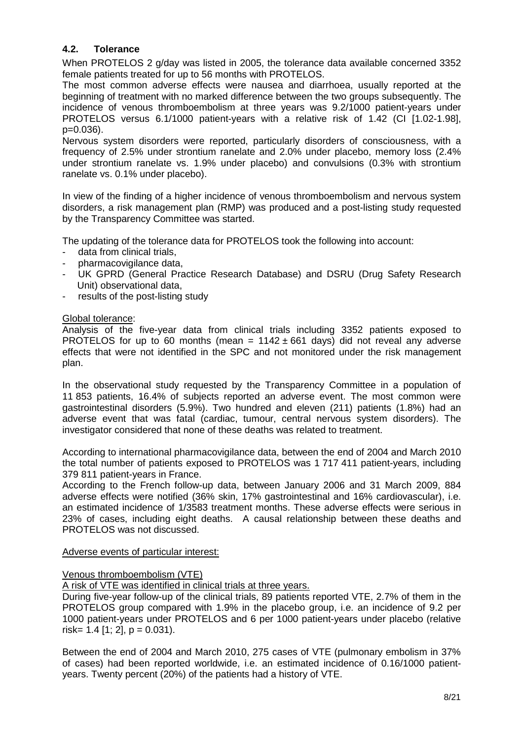### 4.2. Tolerance

When PROTELOS 2 g/day was listed in 2005, the tolerance data available concerned 3352 female patients treated for up to 56 months with PROTELOS.

The most common adverse effects were nausea and diarrhoea, usually reported at the beginning of treatment with no marked difference between the two groups subsequently. The incidence of venous thromboembolism at three years was 9.2/1000 patient-years under PROTELOS versus 6.1/1000 patient-years with a relative risk of 1.42 (CI [1.02-1.98], p=0.036).

Nervous system disorders were reported, particularly disorders of consciousness, with a frequency of 2.5% under strontium ranelate and 2.0% under placebo, memory loss (2.4% under strontium ranelate vs. 1.9% under placebo) and convulsions (0.3% with strontium ranelate vs. 0.1% under placebo).

In view of the finding of a higher incidence of venous thromboembolism and nervous system disorders, a risk management plan (RMP) was produced and a post-listing study requested by the Transparency Committee was started.

The updating of the tolerance data for PROTELOS took the following into account:

- data from clinical trials,
- pharmacovigilance data,
- UK GPRD (General Practice Research Database) and DSRU (Drug Safety Research Unit) observational data,
- results of the post-listing study

Global tolerance:

Analysis of the five-year data from clinical trials including 3352 patients exposed to PROTELOS for up to 60 months (mean = 1142 ± 661 days) did not reveal any adverse effects that were not identified in the SPC and not monitored under the risk management plan.

In the observational study requested by the Transparency Committee in a population of 11 853 patients, 16.4% of subjects reported an adverse event. The most common were gastrointestinal disorders (5.9%). Two hundred and eleven (211) patients (1.8%) had an adverse event that was fatal (cardiac, tumour, central nervous system disorders). The investigator considered that none of these deaths was related to treatment.

According to international pharmacovigilance data, between the end of 2004 and March 2010 the total number of patients exposed to PROTELOS was 1 717 411 patient-years, including 379 811 patient-years in France.

According to the French follow-up data, between January 2006 and 31 March 2009, 884 adverse effects were notified (36% skin, 17% gastrointestinal and 16% cardiovascular), i.e. an estimated incidence of 1/3583 treatment months. These adverse effects were serious in 23% of cases, including eight deaths. A causal relationship between these deaths and PROTELOS was not discussed.

Adverse events of particular interest:

Venous thromboembolism (VTE)

A risk of VTE was identified in clinical trials at three years.

During five-year follow-up of the clinical trials, 89 patients reported VTE, 2.7% of them in the PROTELOS group compared with 1.9% in the placebo group, i.e. an incidence of 9.2 per 1000 patient-years under PROTELOS and 6 per 1000 patient-years under placebo (relative risk= 1.4 [1; 2], p = 0.031).

Between the end of 2004 and March 2010, 275 cases of VTE (pulmonary embolism in 37% of cases) had been reported worldwide, i.e. an estimated incidence of 0.16/1000 patient-years. Twenty percent (20%) of the patients had a history of VTE.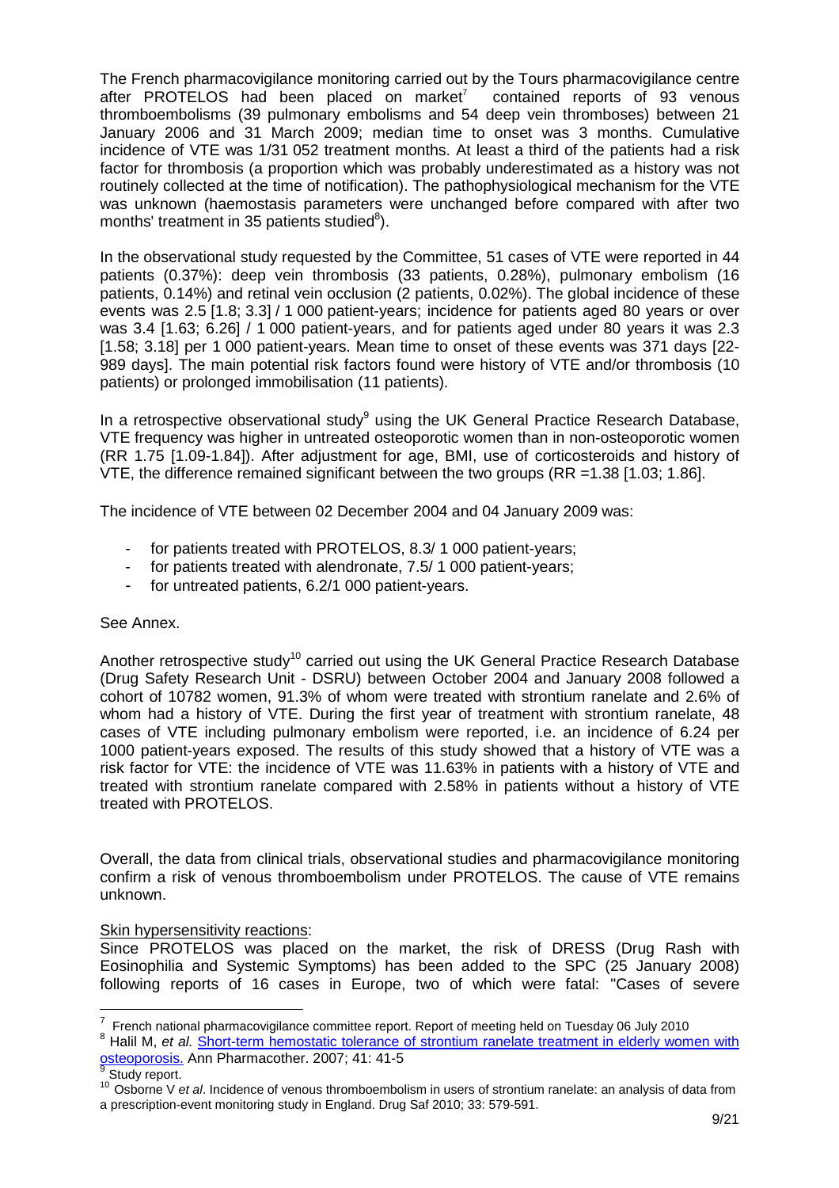The French pharmacovigilance monitoring carried out by the Tours pharmacovigilance centre after PROTELOS had been placed on market[7] contained reports of 93 venous thromboembolisms (39 pulmonary embolisms and 54 deep vein thromboses) between 21 January 2006 and 31 March 2009; median time to onset was 3 months. Cumulative incidence of VTE was 1/31 052 treatment months. At least a third of the patients had a risk factor for thrombosis (a proportion which was probably underestimated as a history was not routinely collected at the time of notification). The pathophysiological mechanism for the VTE was unknown (haemostasis parameters were unchanged before compared with after two months' treatment in 35 patients studied[8]).

In the observational study requested by the Committee, 51 cases of VTE were reported in 44 patients (0.37%): deep vein thrombosis (33 patients, 0.28%), pulmonary embolism (16 patients, 0.14%) and retinal vein occlusion (2 patients, 0.02%). The global incidence of these events was 2.5 [1.8; 3.3] / 1 000 patient-years; incidence for patients aged 80 years or over was 3.4 [1.63; 6.26] / 1 000 patient-years, and for patients aged under 80 years it was 2.3 [1.58; 3.18] per 1 000 patient-years. Mean time to onset of these events was 371 days [22-989 days]. The main potential risk factors found were history of VTE and/or thrombosis (10 patients) or prolonged immobilisation (11 patients).

In a retrospective observational study[9] using the UK General Practice Research Database, VTE frequency was higher in untreated osteoporotic women than in non-osteoporotic women (RR 1.75 [1.09-1.84]). After adjustment for age, BMI, use of corticosteroids and history of VTE, the difference remained significant between the two groups (RR =1.38 [1.03; 1.86].

The incidence of VTE between 02 December 2004 and 04 January 2009 was:

- for patients treated with PROTELOS, 8.3/ 1 000 patient-years;
- for patients treated with alendronate, 7.5/ 1 000 patient-years;
- for untreated patients, 6.2/1 000 patient-years.

See Annex.

Another retrospective study[10] carried out using the UK General Practice Research Database (Drug Safety Research Unit - DSRU) between October 2004 and January 2008 followed a cohort of 10782 women, 91.3% of whom were treated with strontium ranelate and 2.6% of whom had a history of VTE. During the first year of treatment with strontium ranelate, 48 cases of VTE including pulmonary embolism were reported, i.e. an incidence of 6.24 per 1000 patient-years exposed. The results of this study showed that a history of VTE was a risk factor for VTE: the incidence of VTE was 11.63% in patients with a history of VTE and treated with strontium ranelate compared with 2.58% in patients without a history of VTE treated with PROTELOS.

Overall, the data from clinical trials, observational studies and pharmacovigilance monitoring confirm a risk of venous thromboembolism under PROTELOS. The cause of VTE remains unknown.

Skin hypersensitivity reactions:
Since PROTELOS was placed on the market, the risk of DRESS (Drug Rash with Eosinophilia and Systemic Symptoms) has been added to the SPC (25 January 2008) following reports of 16 cases in Europe, two of which were fatal: "Cases of severe

---

[7] French national pharmacovigilance committee report. Report of meeting held on Tuesday 06 July 2010

[8] Halil M, *et al.* Short-term hemostatic tolerance of strontium ranelate treatment in elderly women with osteoporosis. Ann Pharmacother. 2007; 41: 41-5

[9] Study report.

[10] Osborne V *et al*. Incidence of venous thromboembolism in users of strontium ranelate: an analysis of data from a prescription-event monitoring study in England. Drug Saf 2010; 33: 579-591.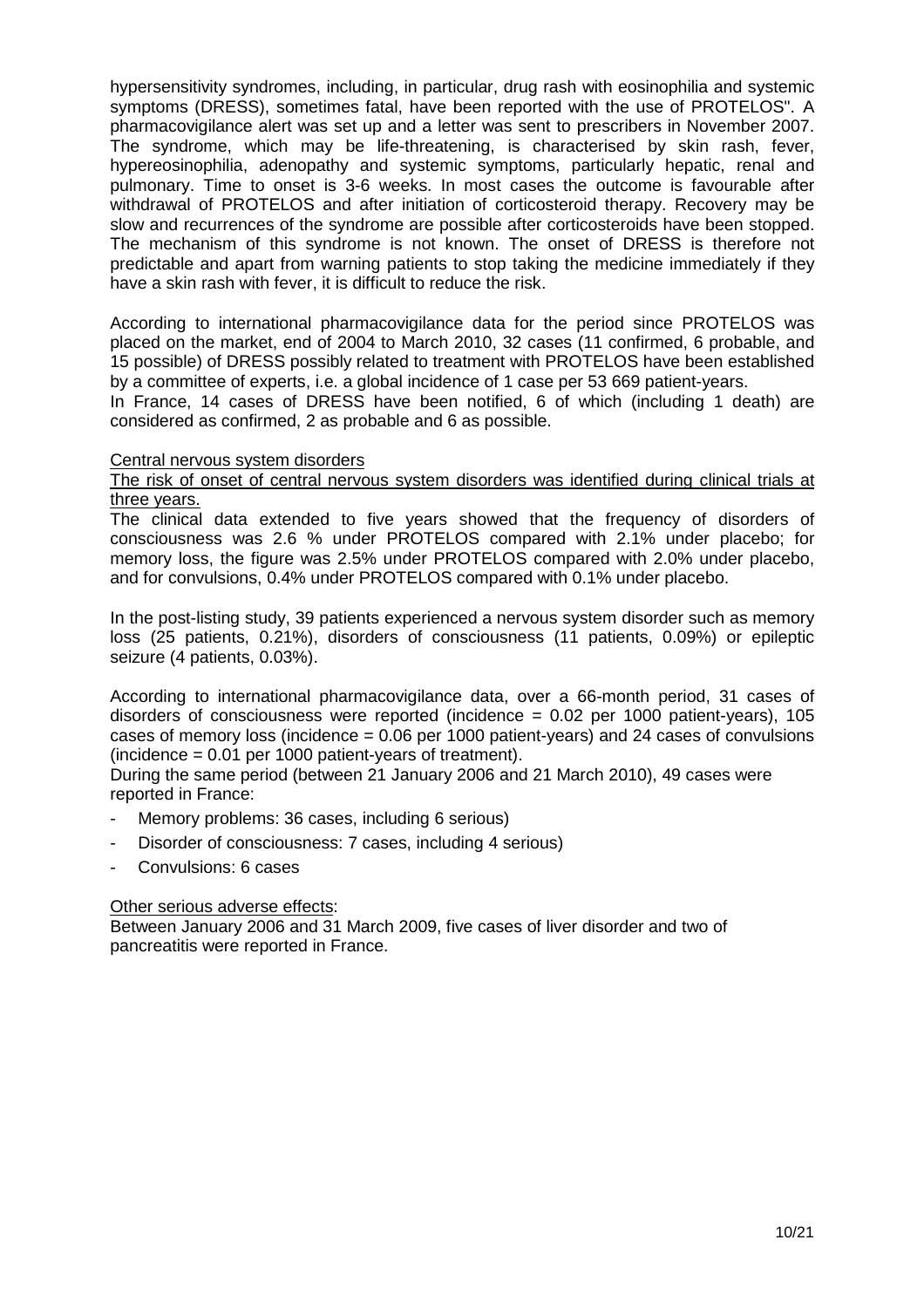hypersensitivity syndromes, including, in particular, drug rash with eosinophilia and systemic symptoms (DRESS), sometimes fatal, have been reported with the use of PROTELOS". A pharmacovigilance alert was set up and a letter was sent to prescribers in November 2007. The syndrome, which may be life-threatening, is characterised by skin rash, fever, hypereosinophilia, adenopathy and systemic symptoms, particularly hepatic, renal and pulmonary. Time to onset is 3-6 weeks. In most cases the outcome is favourable after withdrawal of PROTELOS and after initiation of corticosteroid therapy. Recovery may be slow and recurrences of the syndrome are possible after corticosteroids have been stopped. The mechanism of this syndrome is not known. The onset of DRESS is therefore not predictable and apart from warning patients to stop taking the medicine immediately if they have a skin rash with fever, it is difficult to reduce the risk.

According to international pharmacovigilance data for the period since PROTELOS was placed on the market, end of 2004 to March 2010, 32 cases (11 confirmed, 6 probable, and 15 possible) of DRESS possibly related to treatment with PROTELOS have been established by a committee of experts, i.e. a global incidence of 1 case per 53 669 patient-years.
In France, 14 cases of DRESS have been notified, 6 of which (including 1 death) are considered as confirmed, 2 as probable and 6 as possible.

Central nervous system disorders

The risk of onset of central nervous system disorders was identified during clinical trials at three years.
The clinical data extended to five years showed that the frequency of disorders of consciousness was 2.6 % under PROTELOS compared with 2.1% under placebo; for memory loss, the figure was 2.5% under PROTELOS compared with 2.0% under placebo, and for convulsions, 0.4% under PROTELOS compared with 0.1% under placebo.

In the post-listing study, 39 patients experienced a nervous system disorder such as memory loss (25 patients, 0.21%), disorders of consciousness (11 patients, 0.09%) or epileptic seizure (4 patients, 0.03%).

According to international pharmacovigilance data, over a 66-month period, 31 cases of disorders of consciousness were reported (incidence = 0.02 per 1000 patient-years), 105 cases of memory loss (incidence = 0.06 per 1000 patient-years) and 24 cases of convulsions (incidence = 0.01 per 1000 patient-years of treatment).
During the same period (between 21 January 2006 and 21 March 2010), 49 cases were reported in France:

- Memory problems: 36 cases, including 6 serious)
- Disorder of consciousness: 7 cases, including 4 serious)
- Convulsions: 6 cases

Other serious adverse effects:
Between January 2006 and 31 March 2009, five cases of liver disorder and two of pancreatitis were reported in France.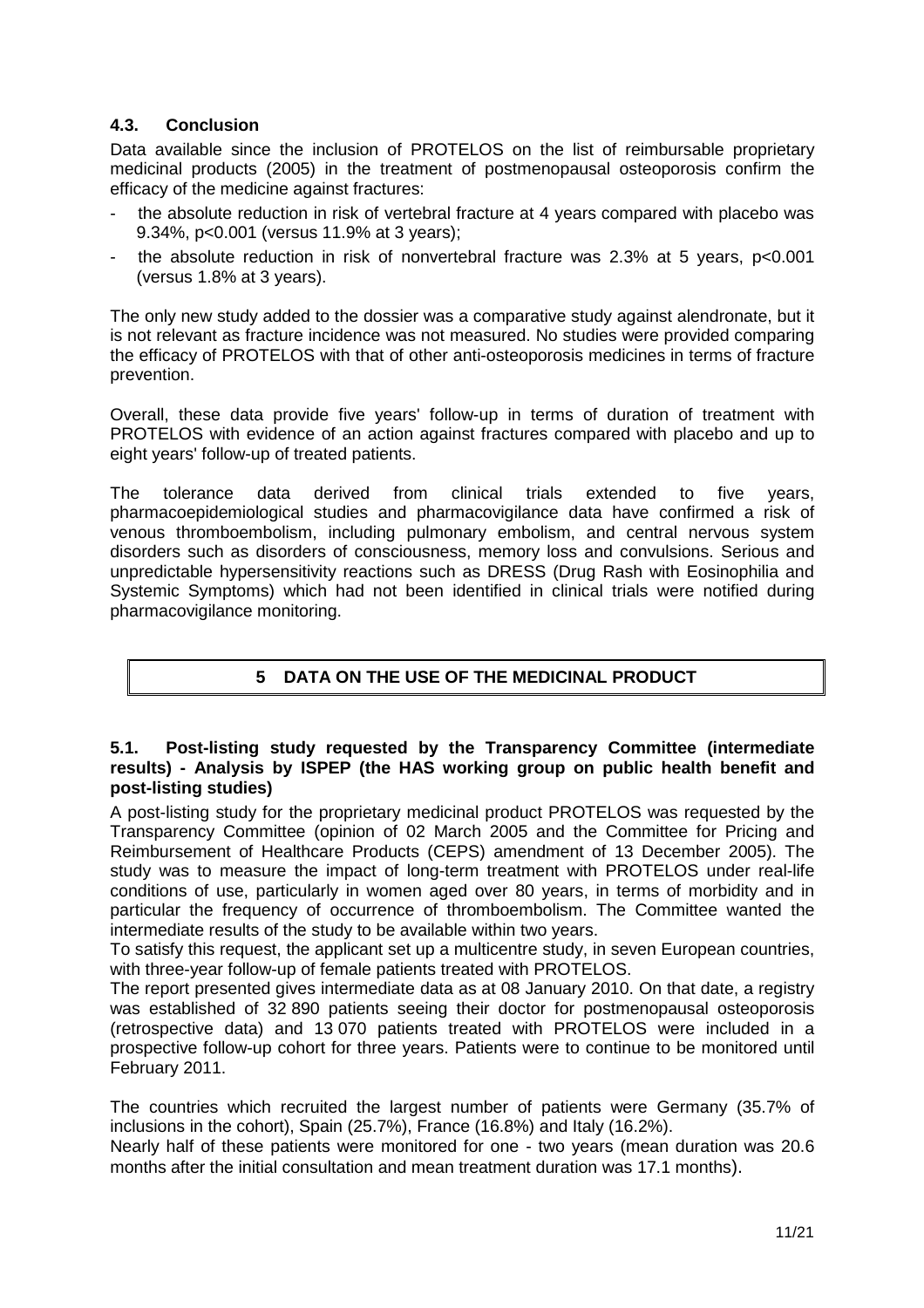### 4.3. Conclusion

Data available since the inclusion of PROTELOS on the list of reimbursable proprietary medicinal products (2005) in the treatment of postmenopausal osteoporosis confirm the efficacy of the medicine against fractures:

- the absolute reduction in risk of vertebral fracture at 4 years compared with placebo was 9.34%, $p<0.001$ (versus 11.9% at 3 years);
- the absolute reduction in risk of nonvertebral fracture was 2.3% at 5 years, $p<0.001$ (versus 1.8% at 3 years).

The only new study added to the dossier was a comparative study against alendronate, but it is not relevant as fracture incidence was not measured. No studies were provided comparing the efficacy of PROTELOS with that of other anti-osteoporosis medicines in terms of fracture prevention.

Overall, these data provide five years' follow-up in terms of duration of treatment with PROTELOS with evidence of an action against fractures compared with placebo and up to eight years' follow-up of treated patients.

The tolerance data derived from clinical trials extended to five years, pharmacoepidemiological studies and pharmacovigilance data have confirmed a risk of venous thromboembolism, including pulmonary embolism, and central nervous system disorders such as disorders of consciousness, memory loss and convulsions. Serious and unpredictable hypersensitivity reactions such as DRESS (Drug Rash with Eosinophilia and Systemic Symptoms) which had not been identified in clinical trials were notified during pharmacovigilance monitoring.

## 5 DATA ON THE USE OF THE MEDICINAL PRODUCT

### 5.1. Post-listing study requested by the Transparency Committee (intermediate results) - Analysis by ISPEP (the HAS working group on public health benefit and post-listing studies)

A post-listing study for the proprietary medicinal product PROTELOS was requested by the Transparency Committee (opinion of 02 March 2005 and the Committee for Pricing and Reimbursement of Healthcare Products (CEPS) amendment of 13 December 2005). The study was to measure the impact of long-term treatment with PROTELOS under real-life conditions of use, particularly in women aged over 80 years, in terms of morbidity and in particular the frequency of occurrence of thromboembolism. The Committee wanted the intermediate results of the study to be available within two years.
To satisfy this request, the applicant set up a multicentre study, in seven European countries, with three-year follow-up of female patients treated with PROTELOS.
The report presented gives intermediate data as at 08 January 2010. On that date, a registry was established of 32 890 patients seeing their doctor for postmenopausal osteoporosis (retrospective data) and 13 070 patients treated with PROTELOS were included in a prospective follow-up cohort for three years. Patients were to continue to be monitored until February 2011.

The countries which recruited the largest number of patients were Germany (35.7% of inclusions in the cohort), Spain (25.7%), France (16.8%) and Italy (16.2%).
Nearly half of these patients were monitored for one - two years (mean duration was 20.6 months after the initial consultation and mean treatment duration was 17.1 months).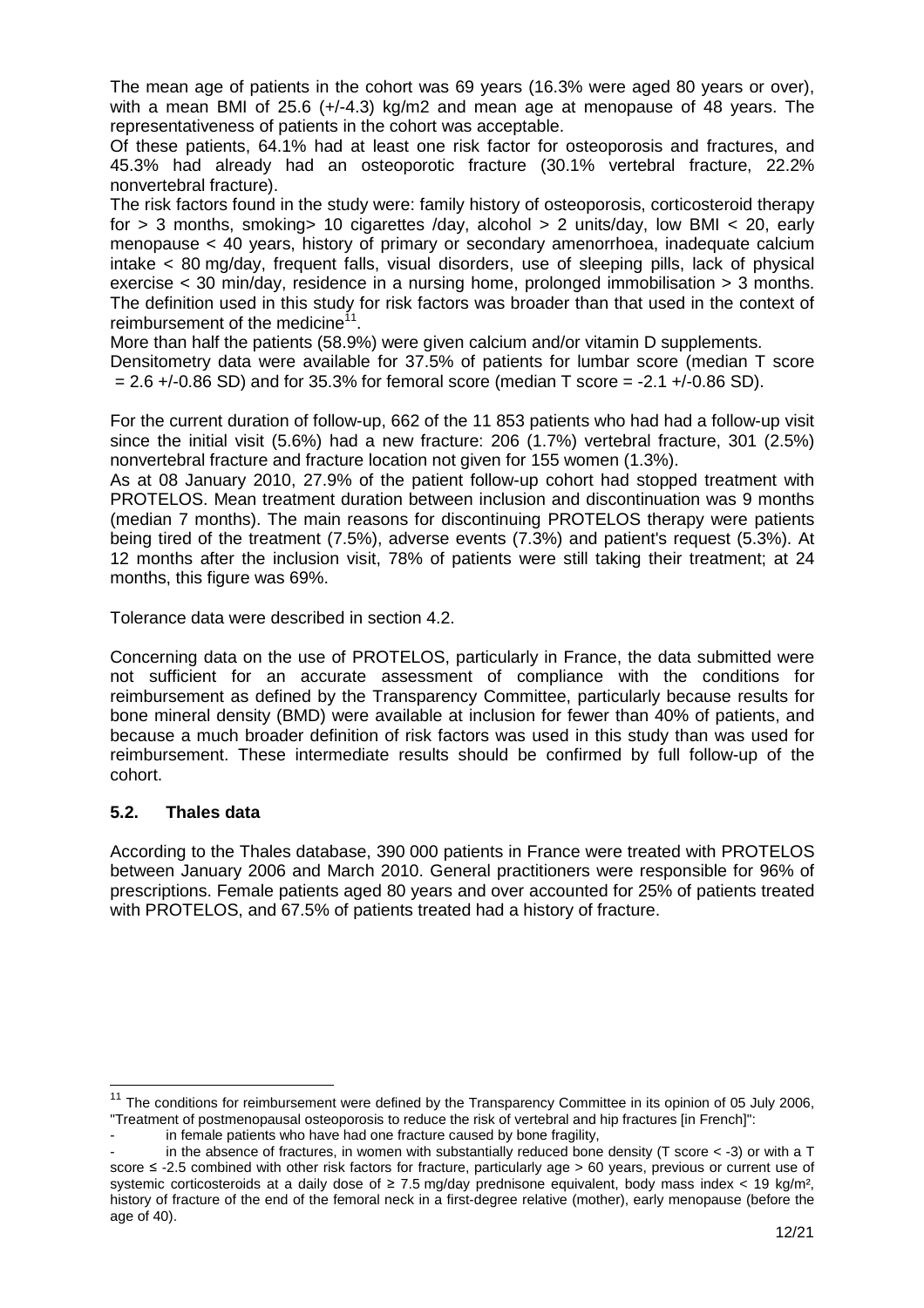The mean age of patients in the cohort was 69 years (16.3% were aged 80 years or over), with a mean BMI of 25.6 (+/-4.3) kg/m2 and mean age at menopause of 48 years. The representativeness of patients in the cohort was acceptable.

Of these patients, 64.1% had at least one risk factor for osteoporosis and fractures, and 45.3% had already had an osteoporotic fracture (30.1% vertebral fracture, 22.2% nonvertebral fracture).

The risk factors found in the study were: family history of osteoporosis, corticosteroid therapy for > 3 months, smoking> 10 cigarettes /day, alcohol > 2 units/day, low BMI < 20, early menopause < 40 years, history of primary or secondary amenorrhoea, inadequate calcium intake < 80 mg/day, frequent falls, visual disorders, use of sleeping pills, lack of physical exercise < 30 min/day, residence in a nursing home, prolonged immobilisation > 3 months. The definition used in this study for risk factors was broader than that used in the context of reimbursement of the medicine[11].

More than half the patients (58.9%) were given calcium and/or vitamin D supplements.

Densitometry data were available for 37.5% of patients for lumbar score (median T score = 2.6 +/-0.86 SD) and for 35.3% for femoral score (median T score = -2.1 +/-0.86 SD).

For the current duration of follow-up, 662 of the 11 853 patients who had had a follow-up visit since the initial visit (5.6%) had a new fracture: 206 (1.7%) vertebral fracture, 301 (2.5%) nonvertebral fracture and fracture location not given for 155 women (1.3%).

As at 08 January 2010, 27.9% of the patient follow-up cohort had stopped treatment with PROTELOS. Mean treatment duration between inclusion and discontinuation was 9 months (median 7 months). The main reasons for discontinuing PROTELOS therapy were patients being tired of the treatment (7.5%), adverse events (7.3%) and patient's request (5.3%). At 12 months after the inclusion visit, 78% of patients were still taking their treatment; at 24 months, this figure was 69%.

Tolerance data were described in section 4.2.

Concerning data on the use of PROTELOS, particularly in France, the data submitted were not sufficient for an accurate assessment of compliance with the conditions for reimbursement as defined by the Transparency Committee, particularly because results for bone mineral density (BMD) were available at inclusion for fewer than 40% of patients, and because a much broader definition of risk factors was used in this study than was used for reimbursement. These intermediate results should be confirmed by full follow-up of the cohort.

### 5.2. Thales data

According to the Thales database, 390 000 patients in France were treated with PROTELOS between January 2006 and March 2010. General practitioners were responsible for 96% of prescriptions. Female patients aged 80 years and over accounted for 25% of patients treated with PROTELOS, and 67.5% of patients treated had a history of fracture.

---

[11] The conditions for reimbursement were defined by the Transparency Committee in its opinion of 05 July 2006, "Treatment of postmenopausal osteoporosis to reduce the risk of vertebral and hip fractures [in French]":

- in female patients who have had one fracture caused by bone fragility,
- in the absence of fractures, in women with substantially reduced bone density (T score < -3) or with a T score ≤ -2.5 combined with other risk factors for fracture, particularly age > 60 years, previous or current use of systemic corticosteroids at a daily dose of ≥ 7.5 mg/day prednisone equivalent, body mass index < 19 kg/m², history of fracture of the end of the femoral neck in a first-degree relative (mother), early menopause (before the age of 40).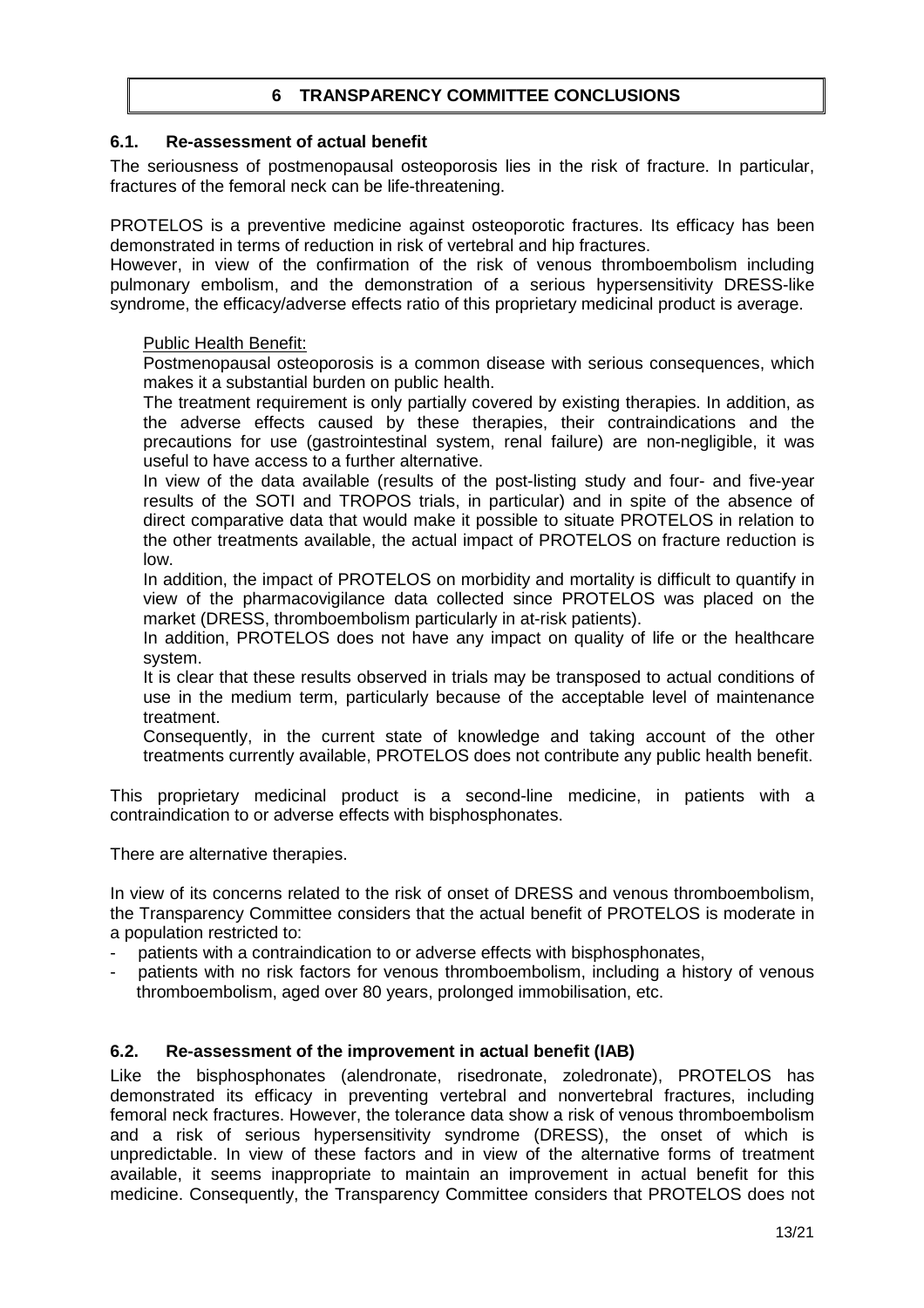# 6 TRANSPARENCY COMMITTEE CONCLUSIONS

## 6.1. Re-assessment of actual benefit

The seriousness of postmenopausal osteoporosis lies in the risk of fracture. In particular, fractures of the femoral neck can be life-threatening.

PROTELOS is a preventive medicine against osteoporotic fractures. Its efficacy has been demonstrated in terms of reduction in risk of vertebral and hip fractures.
However, in view of the confirmation of the risk of venous thromboembolism including pulmonary embolism, and the demonstration of a serious hypersensitivity DRESS-like syndrome, the efficacy/adverse effects ratio of this proprietary medicinal product is average.

Public Health Benefit:

Postmenopausal osteoporosis is a common disease with serious consequences, which makes it a substantial burden on public health.

The treatment requirement is only partially covered by existing therapies. In addition, as the adverse effects caused by these therapies, their contraindications and the precautions for use (gastrointestinal system, renal failure) are non-negligible, it was useful to have access to a further alternative.

In view of the data available (results of the post-listing study and four- and five-year results of the SOTI and TROPOS trials, in particular) and in spite of the absence of direct comparative data that would make it possible to situate PROTELOS in relation to the other treatments available, the actual impact of PROTELOS on fracture reduction is low.

In addition, the impact of PROTELOS on morbidity and mortality is difficult to quantify in view of the pharmacovigilance data collected since PROTELOS was placed on the market (DRESS, thromboembolism particularly in at-risk patients).

In addition, PROTELOS does not have any impact on quality of life or the healthcare system.

It is clear that these results observed in trials may be transposed to actual conditions of use in the medium term, particularly because of the acceptable level of maintenance treatment.

Consequently, in the current state of knowledge and taking account of the other treatments currently available, PROTELOS does not contribute any public health benefit.

This proprietary medicinal product is a second-line medicine, in patients with a contraindication to or adverse effects with bisphosphonates.

There are alternative therapies.

In view of its concerns related to the risk of onset of DRESS and venous thromboembolism, the Transparency Committee considers that the actual benefit of PROTELOS is moderate in a population restricted to:

- patients with a contraindication to or adverse effects with bisphosphonates,
- patients with no risk factors for venous thromboembolism, including a history of venous thromboembolism, aged over 80 years, prolonged immobilisation, etc.

## 6.2. Re-assessment of the improvement in actual benefit (IAB)

Like the bisphosphonates (alendronate, risedronate, zoledronate), PROTELOS has demonstrated its efficacy in preventing vertebral and nonvertebral fractures, including femoral neck fractures. However, the tolerance data show a risk of venous thromboembolism and a risk of serious hypersensitivity syndrome (DRESS), the onset of which is unpredictable. In view of these factors and in view of the alternative forms of treatment available, it seems inappropriate to maintain an improvement in actual benefit for this medicine. Consequently, the Transparency Committee considers that PROTELOS does not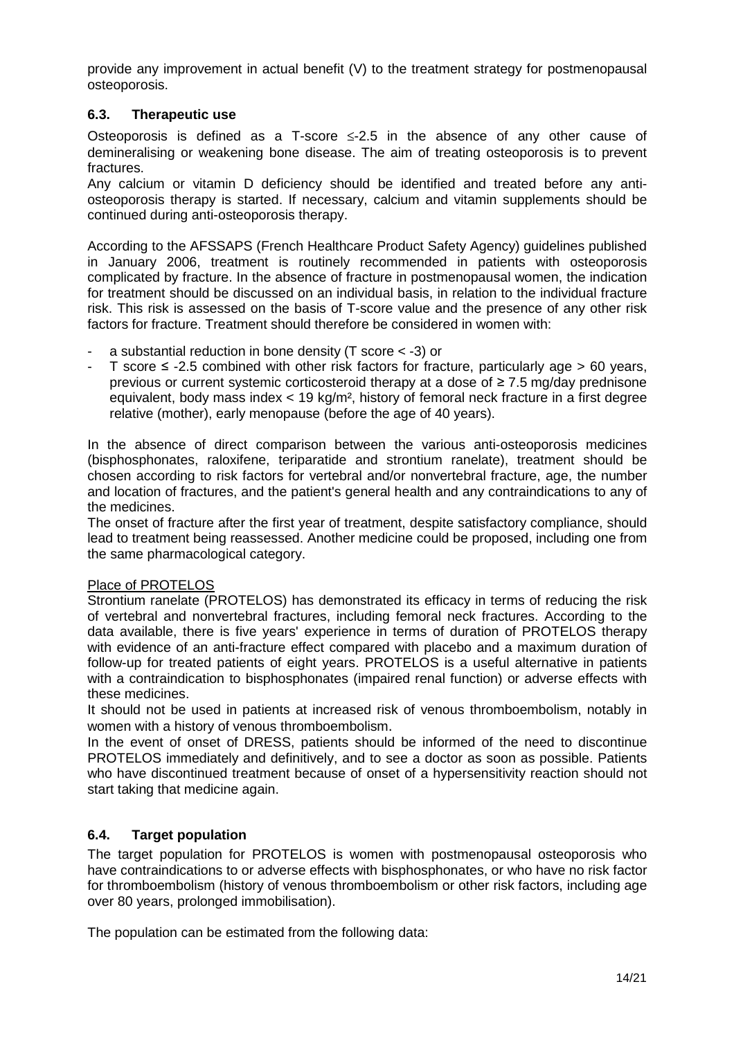provide any improvement in actual benefit (V) to the treatment strategy for postmenopausal osteoporosis.

### 6.3. Therapeutic use

Osteoporosis is defined as a T-score ≤-2.5 in the absence of any other cause of demineralising or weakening bone disease. The aim of treating osteoporosis is to prevent fractures.

Any calcium or vitamin D deficiency should be identified and treated before any anti-osteoporosis therapy is started. If necessary, calcium and vitamin supplements should be continued during anti-osteoporosis therapy.

According to the AFSSAPS (French Healthcare Product Safety Agency) guidelines published in January 2006, treatment is routinely recommended in patients with osteoporosis complicated by fracture. In the absence of fracture in postmenopausal women, the indication for treatment should be discussed on an individual basis, in relation to the individual fracture risk. This risk is assessed on the basis of T-score value and the presence of any other risk factors for fracture. Treatment should therefore be considered in women with:

- a substantial reduction in bone density (T score < -3) or
- T score ≤ -2.5 combined with other risk factors for fracture, particularly age > 60 years, previous or current systemic corticosteroid therapy at a dose of ≥ 7.5 mg/day prednisone equivalent, body mass index < 19 kg/m², history of femoral neck fracture in a first degree relative (mother), early menopause (before the age of 40 years).

In the absence of direct comparison between the various anti-osteoporosis medicines (bisphosphonates, raloxifene, teriparatide and strontium ranelate), treatment should be chosen according to risk factors for vertebral and/or nonvertebral fracture, age, the number and location of fractures, and the patient's general health and any contraindications to any of the medicines.

The onset of fracture after the first year of treatment, despite satisfactory compliance, should lead to treatment being reassessed. Another medicine could be proposed, including one from the same pharmacological category.

Place of PROTELOS

Strontium ranelate (PROTELOS) has demonstrated its efficacy in terms of reducing the risk of vertebral and nonvertebral fractures, including femoral neck fractures. According to the data available, there is five years' experience in terms of duration of PROTELOS therapy with evidence of an anti-fracture effect compared with placebo and a maximum duration of follow-up for treated patients of eight years. PROTELOS is a useful alternative in patients with a contraindication to bisphosphonates (impaired renal function) or adverse effects with these medicines.

It should not be used in patients at increased risk of venous thromboembolism, notably in women with a history of venous thromboembolism.

In the event of onset of DRESS, patients should be informed of the need to discontinue PROTELOS immediately and definitively, and to see a doctor as soon as possible. Patients who have discontinued treatment because of onset of a hypersensitivity reaction should not start taking that medicine again.

### 6.4. Target population

The target population for PROTELOS is women with postmenopausal osteoporosis who have contraindications to or adverse effects with bisphosphonates, or who have no risk factor for thromboembolism (history of venous thromboembolism or other risk factors, including age over 80 years, prolonged immobilisation).

The population can be estimated from the following data: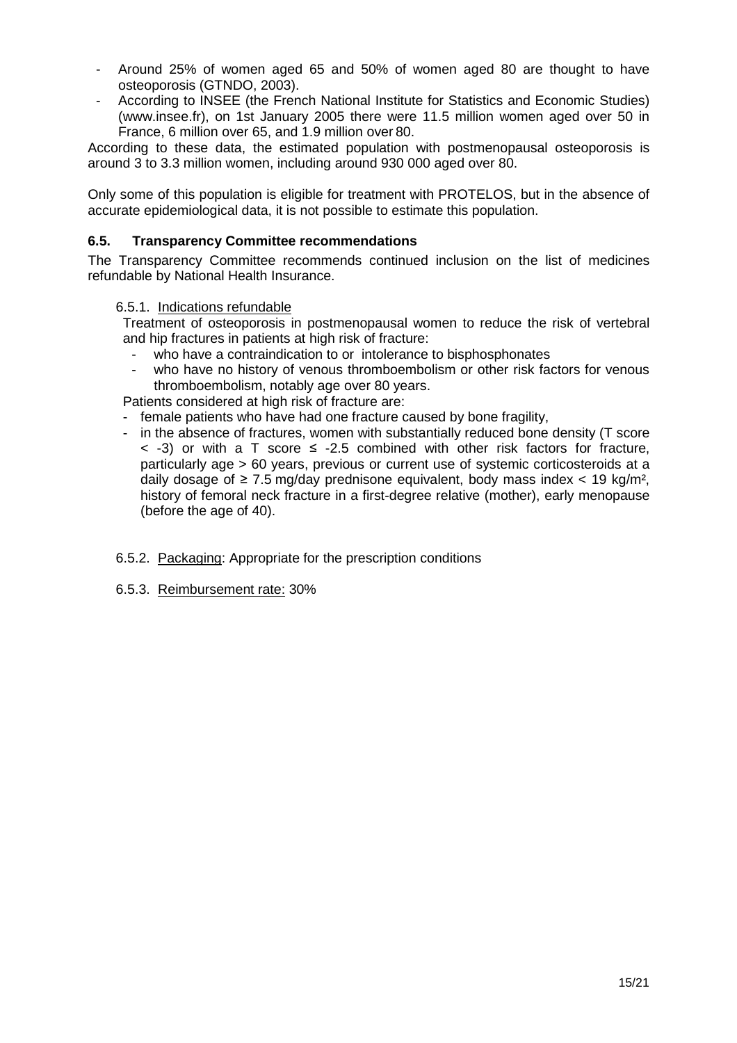- Around 25% of women aged 65 and 50% of women aged 80 are thought to have osteoporosis (GTNDO, 2003).
- According to INSEE (the French National Institute for Statistics and Economic Studies) (www.insee.fr), on 1st January 2005 there were 11.5 million women aged over 50 in France, 6 million over 65, and 1.9 million over 80.

According to these data, the estimated population with postmenopausal osteoporosis is around 3 to 3.3 million women, including around 930 000 aged over 80.

Only some of this population is eligible for treatment with PROTELOS, but in the absence of accurate epidemiological data, it is not possible to estimate this population.

### 6.5. Transparency Committee recommendations

The Transparency Committee recommends continued inclusion on the list of medicines refundable by National Health Insurance.

6.5.1. Indications refundable

Treatment of osteoporosis in postmenopausal women to reduce the risk of vertebral and hip fractures in patients at high risk of fracture:

- who have a contraindication to or intolerance to bisphosphonates
- who have no history of venous thromboembolism or other risk factors for venous thromboembolism, notably age over 80 years.

Patients considered at high risk of fracture are:

- female patients who have had one fracture caused by bone fragility,
- in the absence of fractures, women with substantially reduced bone density (T score $< -3$) or with a T score $\leq -2.5$ combined with other risk factors for fracture, particularly age $> 60$ years, previous or current use of systemic corticosteroids at a daily dosage of $\geq 7.5$ mg/day prednisone equivalent, body mass index $< 19$ kg/m², history of femoral neck fracture in a first-degree relative (mother), early menopause (before the age of 40).

6.5.2. Packaging: Appropriate for the prescription conditions

6.5.3. Reimbursement rate: 30%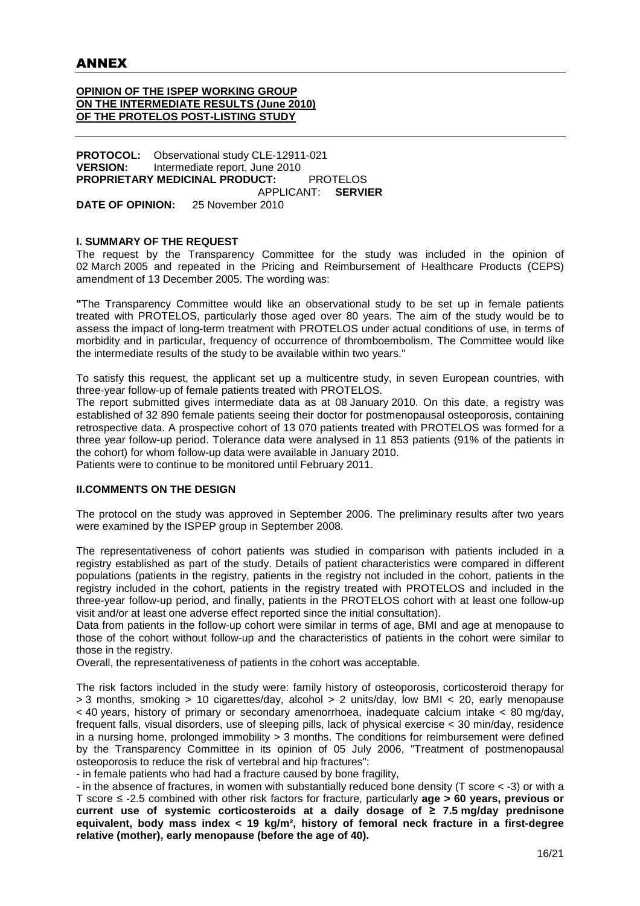# ANNEX

**OPINION OF THE ISPEP WORKING GROUP ON THE INTERMEDIATE RESULTS (June 2010) OF THE PROTELOS POST-LISTING STUDY**

**PROTOCOL:** Observational study CLE-12911-021
**VERSION:** Intermediate report, June 2010
**PROPRIETARY MEDICINAL PRODUCT:** PROTELOS
APPLICANT: **SERVIER**
**DATE OF OPINION:** 25 November 2010

## I. SUMMARY OF THE REQUEST

The request by the Transparency Committee for the study was included in the opinion of 02 March 2005 and repeated in the Pricing and Reimbursement of Healthcare Products (CEPS) amendment of 13 December 2005. The wording was:

**"**The Transparency Committee would like an observational study to be set up in female patients treated with PROTELOS, particularly those aged over 80 years. The aim of the study would be to assess the impact of long-term treatment with PROTELOS under actual conditions of use, in terms of morbidity and in particular, frequency of occurrence of thromboembolism. The Committee would like the intermediate results of the study to be available within two years."

To satisfy this request, the applicant set up a multicentre study, in seven European countries, with three-year follow-up of female patients treated with PROTELOS.

The report submitted gives intermediate data as at 08 January 2010. On this date, a registry was established of 32 890 female patients seeing their doctor for postmenopausal osteoporosis, containing retrospective data. A prospective cohort of 13 070 patients treated with PROTELOS was formed for a three year follow-up period. Tolerance data were analysed in 11 853 patients (91% of the patients in the cohort) for whom follow-up data were available in January 2010.

Patients were to continue to be monitored until February 2011.

## II. COMMENTS ON THE DESIGN

The protocol on the study was approved in September 2006. The preliminary results after two years were examined by the ISPEP group in September 2008.

The representativeness of cohort patients was studied in comparison with patients included in a registry established as part of the study. Details of patient characteristics were compared in different populations (patients in the registry, patients in the registry not included in the cohort, patients in the registry included in the cohort, patients in the registry treated with PROTELOS and included in the three-year follow-up period, and finally, patients in the PROTELOS cohort with at least one follow-up visit and/or at least one adverse effect reported since the initial consultation).

Data from patients in the follow-up cohort were similar in terms of age, BMI and age at menopause to those of the cohort without follow-up and the characteristics of patients in the cohort were similar to those in the registry.

Overall, the representativeness of patients in the cohort was acceptable.

The risk factors included in the study were: family history of osteoporosis, corticosteroid therapy for > 3 months, smoking > 10 cigarettes/day, alcohol > 2 units/day, low BMI < 20, early menopause < 40 years, history of primary or secondary amenorrhoea, inadequate calcium intake < 80 mg/day, frequent falls, visual disorders, use of sleeping pills, lack of physical exercise < 30 min/day, residence in a nursing home, prolonged immobility > 3 months. The conditions for reimbursement were defined by the Transparency Committee in its opinion of 05 July 2006, "Treatment of postmenopausal osteoporosis to reduce the risk of vertebral and hip fractures":

- in female patients who had had a fracture caused by bone fragility,
- in the absence of fractures, in women with substantially reduced bone density (T score < -3) or with a T score ≤ -2.5 combined with other risk factors for fracture, particularly **age > 60 years, previous or current use of systemic corticosteroids at a daily dosage of ≥ 7.5 mg/day prednisone equivalent, body mass index < 19 kg/m², history of femoral neck fracture in a first-degree relative (mother), early menopause (before the age of 40).**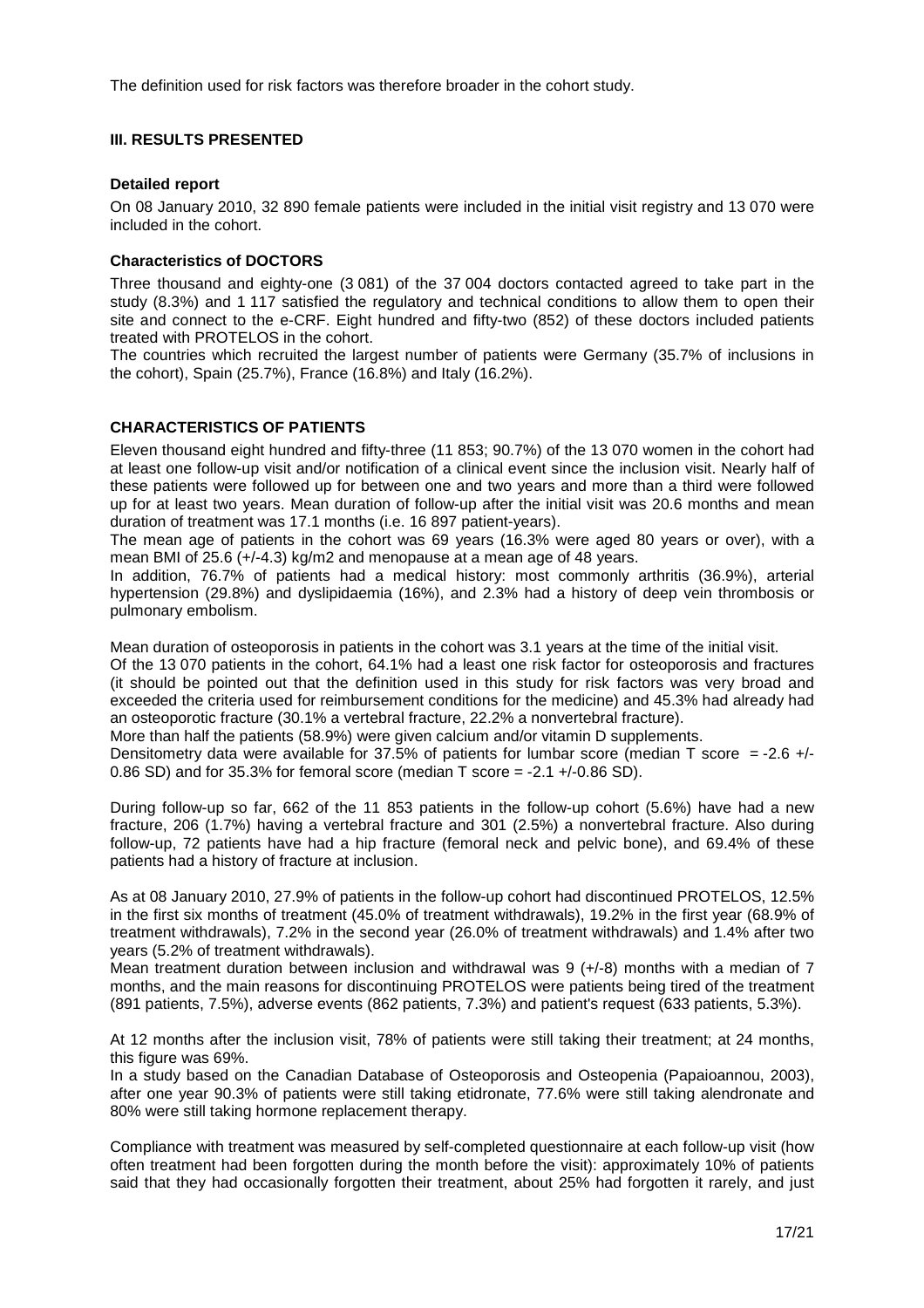The definition used for risk factors was therefore broader in the cohort study.

### III. RESULTS PRESENTED

**Detailed report**

On 08 January 2010, 32 890 female patients were included in the initial visit registry and 13 070 were included in the cohort.

**Characteristics of DOCTORS**

Three thousand and eighty-one (3 081) of the 37 004 doctors contacted agreed to take part in the study (8.3%) and 1 117 satisfied the regulatory and technical conditions to allow them to open their site and connect to the e-CRF. Eight hundred and fifty-two (852) of these doctors included patients treated with PROTELOS in the cohort.

The countries which recruited the largest number of patients were Germany (35.7% of inclusions in the cohort), Spain (25.7%), France (16.8%) and Italy (16.2%).

**CHARACTERISTICS OF PATIENTS**

Eleven thousand eight hundred and fifty-three (11 853; 90.7%) of the 13 070 women in the cohort had at least one follow-up visit and/or notification of a clinical event since the inclusion visit. Nearly half of these patients were followed up for between one and two years and more than a third were followed up for at least two years. Mean duration of follow-up after the initial visit was 20.6 months and mean duration of treatment was 17.1 months (i.e. 16 897 patient-years).

The mean age of patients in the cohort was 69 years (16.3% were aged 80 years or over), with a mean BMI of 25.6 (+/-4.3) kg/m2 and menopause at a mean age of 48 years.

In addition, 76.7% of patients had a medical history: most commonly arthritis (36.9%), arterial hypertension (29.8%) and dyslipidaemia (16%), and 2.3% had a history of deep vein thrombosis or pulmonary embolism.

Mean duration of osteoporosis in patients in the cohort was 3.1 years at the time of the initial visit.

Of the 13 070 patients in the cohort, 64.1% had a least one risk factor for osteoporosis and fractures (it should be pointed out that the definition used in this study for risk factors was very broad and exceeded the criteria used for reimbursement conditions for the medicine) and 45.3% had already had an osteoporotic fracture (30.1% a vertebral fracture, 22.2% a nonvertebral fracture).

More than half the patients (58.9%) were given calcium and/or vitamin D supplements.

Densitometry data were available for 37.5% of patients for lumbar score (median T score = -2.6 +/- 0.86 SD) and for 35.3% for femoral score (median T score = -2.1 +/-0.86 SD).

During follow-up so far, 662 of the 11 853 patients in the follow-up cohort (5.6%) have had a new fracture, 206 (1.7%) having a vertebral fracture and 301 (2.5%) a nonvertebral fracture. Also during follow-up, 72 patients have had a hip fracture (femoral neck and pelvic bone), and 69.4% of these patients had a history of fracture at inclusion.

As at 08 January 2010, 27.9% of patients in the follow-up cohort had discontinued PROTELOS, 12.5% in the first six months of treatment (45.0% of treatment withdrawals), 19.2% in the first year (68.9% of treatment withdrawals), 7.2% in the second year (26.0% of treatment withdrawals) and 1.4% after two years (5.2% of treatment withdrawals).

Mean treatment duration between inclusion and withdrawal was 9 (+/-8) months with a median of 7 months, and the main reasons for discontinuing PROTELOS were patients being tired of the treatment (891 patients, 7.5%), adverse events (862 patients, 7.3%) and patient's request (633 patients, 5.3%).

At 12 months after the inclusion visit, 78% of patients were still taking their treatment; at 24 months, this figure was 69%.

In a study based on the Canadian Database of Osteoporosis and Osteopenia (Papaioannou, 2003), after one year 90.3% of patients were still taking etidronate, 77.6% were still taking alendronate and 80% were still taking hormone replacement therapy.

Compliance with treatment was measured by self-completed questionnaire at each follow-up visit (how often treatment had been forgotten during the month before the visit): approximately 10% of patients said that they had occasionally forgotten their treatment, about 25% had forgotten it rarely, and just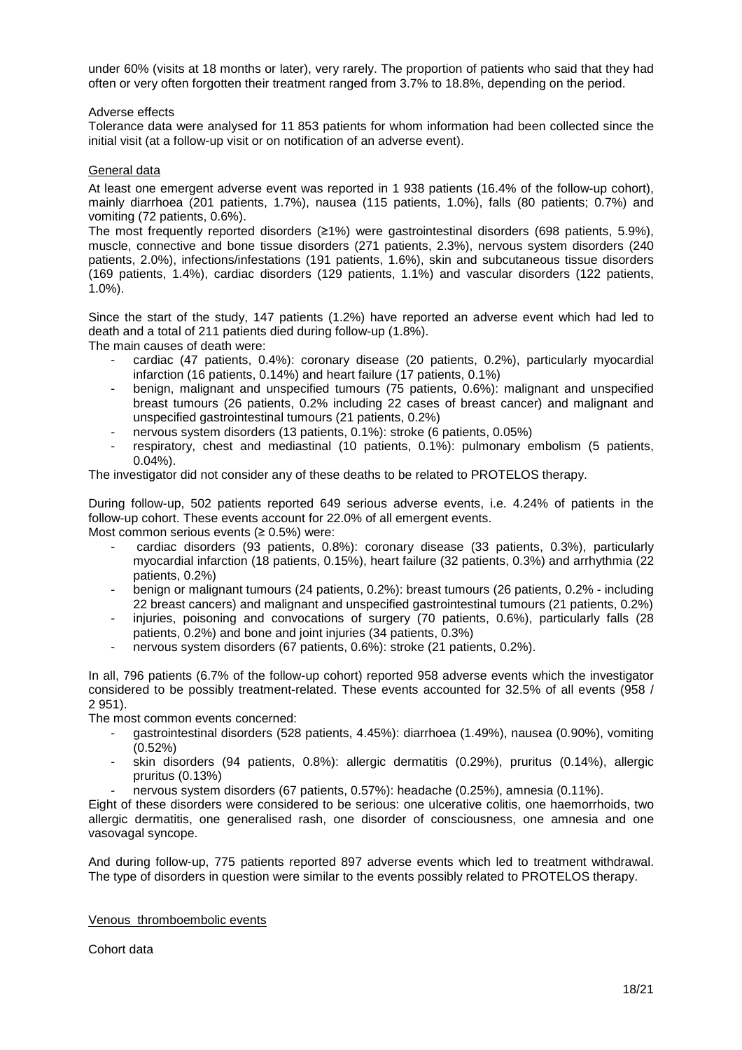under 60% (visits at 18 months or later), very rarely. The proportion of patients who said that they had often or very often forgotten their treatment ranged from 3.7% to 18.8%, depending on the period.

Adverse effects

Tolerance data were analysed for 11 853 patients for whom information had been collected since the initial visit (at a follow-up visit or on notification of an adverse event).

<u>General data</u>

At least one emergent adverse event was reported in 1 938 patients (16.4% of the follow-up cohort), mainly diarrhoea (201 patients, 1.7%), nausea (115 patients, 1.0%), falls (80 patients; 0.7%) and vomiting (72 patients, 0.6%).

The most frequently reported disorders (≥1%) were gastrointestinal disorders (698 patients, 5.9%), muscle, connective and bone tissue disorders (271 patients, 2.3%), nervous system disorders (240 patients, 2.0%), infections/infestations (191 patients, 1.6%), skin and subcutaneous tissue disorders (169 patients, 1.4%), cardiac disorders (129 patients, 1.1%) and vascular disorders (122 patients, 1.0%).

Since the start of the study, 147 patients (1.2%) have reported an adverse event which had led to death and a total of 211 patients died during follow-up (1.8%).

The main causes of death were:

- cardiac (47 patients, 0.4%): coronary disease (20 patients, 0.2%), particularly myocardial infarction (16 patients, 0.14%) and heart failure (17 patients, 0.1%)
- benign, malignant and unspecified tumours (75 patients, 0.6%): malignant and unspecified breast tumours (26 patients, 0.2% including 22 cases of breast cancer) and malignant and unspecified gastrointestinal tumours (21 patients, 0.2%)
- nervous system disorders (13 patients, 0.1%): stroke (6 patients, 0.05%)
- respiratory, chest and mediastinal (10 patients, 0.1%): pulmonary embolism (5 patients, 0.04%).

The investigator did not consider any of these deaths to be related to PROTELOS therapy.

During follow-up, 502 patients reported 649 serious adverse events, i.e. 4.24% of patients in the follow-up cohort. These events account for 22.0% of all emergent events.

Most common serious events (≥ 0.5%) were:

- cardiac disorders (93 patients, 0.8%): coronary disease (33 patients, 0.3%), particularly myocardial infarction (18 patients, 0.15%), heart failure (32 patients, 0.3%) and arrhythmia (22 patients, 0.2%)
- benign or malignant tumours (24 patients, 0.2%): breast tumours (26 patients, 0.2% - including 22 breast cancers) and malignant and unspecified gastrointestinal tumours (21 patients, 0.2%)
- injuries, poisoning and convocations of surgery (70 patients, 0.6%), particularly falls (28 patients, 0.2%) and bone and joint injuries (34 patients, 0.3%)
- nervous system disorders (67 patients, 0.6%): stroke (21 patients, 0.2%).

In all, 796 patients (6.7% of the follow-up cohort) reported 958 adverse events which the investigator considered to be possibly treatment-related. These events accounted for 32.5% of all events (958 / 2 951).

The most common events concerned:

- gastrointestinal disorders (528 patients, 4.45%): diarrhoea (1.49%), nausea (0.90%), vomiting (0.52%)
- skin disorders (94 patients, 0.8%): allergic dermatitis (0.29%), pruritus (0.14%), allergic pruritus (0.13%)
- nervous system disorders (67 patients, 0.57%): headache (0.25%), amnesia (0.11%).

Eight of these disorders were considered to be serious: one ulcerative colitis, one haemorrhoids, two allergic dermatitis, one generalised rash, one disorder of consciousness, one amnesia and one vasovagal syncope.

And during follow-up, 775 patients reported 897 adverse events which led to treatment withdrawal. The type of disorders in question were similar to the events possibly related to PROTELOS therapy.

<u>Venous thromboembolic events</u>

Cohort data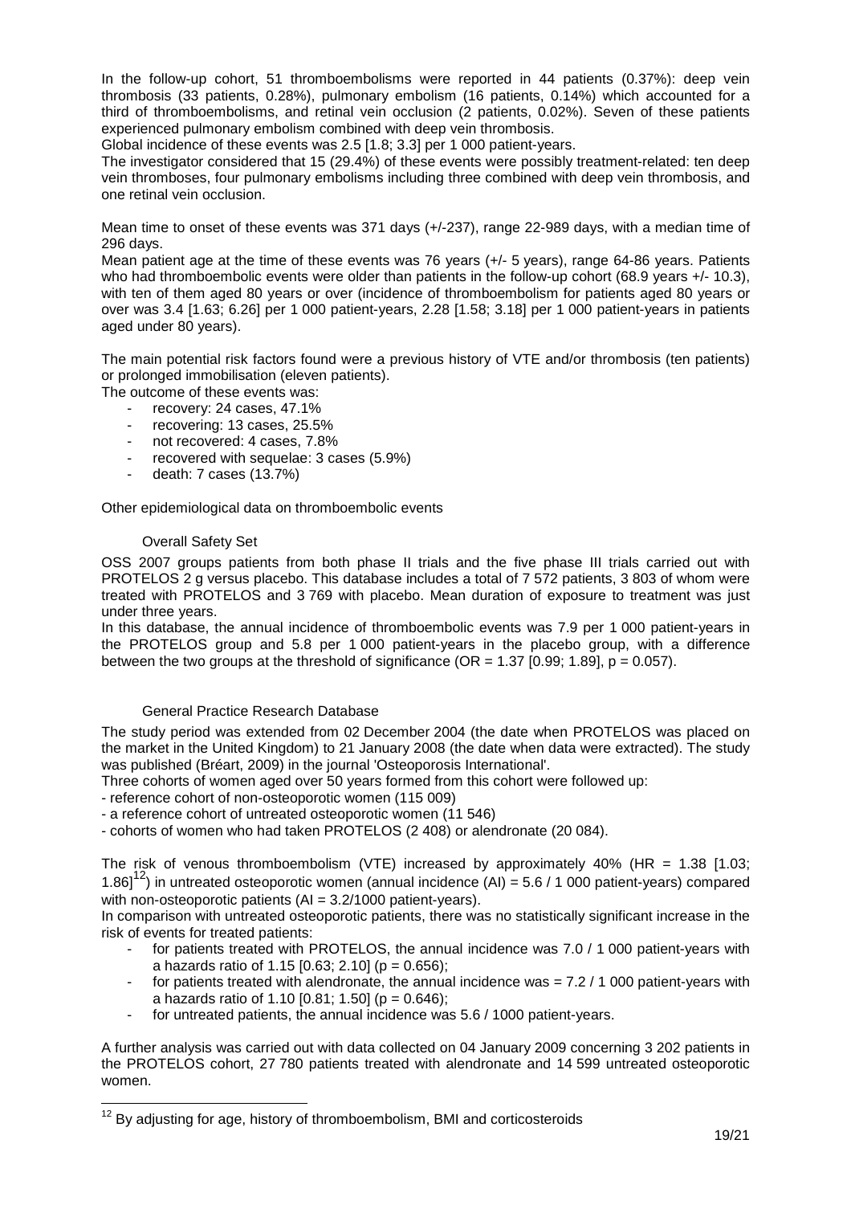In the follow-up cohort, 51 thromboembolisms were reported in 44 patients (0.37%): deep vein thrombosis (33 patients, 0.28%), pulmonary embolism (16 patients, 0.14%) which accounted for a third of thromboembolisms, and retinal vein occlusion (2 patients, 0.02%). Seven of these patients experienced pulmonary embolism combined with deep vein thrombosis.

Global incidence of these events was 2.5 [1.8; 3.3] per 1 000 patient-years.

The investigator considered that 15 (29.4%) of these events were possibly treatment-related: ten deep vein thromboses, four pulmonary embolisms including three combined with deep vein thrombosis, and one retinal vein occlusion.

Mean time to onset of these events was 371 days (+/-237), range 22-989 days, with a median time of 296 days.

Mean patient age at the time of these events was 76 years (+/- 5 years), range 64-86 years. Patients who had thromboembolic events were older than patients in the follow-up cohort (68.9 years +/- 10.3), with ten of them aged 80 years or over (incidence of thromboembolism for patients aged 80 years or over was 3.4 [1.63; 6.26] per 1 000 patient-years, 2.28 [1.58; 3.18] per 1 000 patient-years in patients aged under 80 years).

The main potential risk factors found were a previous history of VTE and/or thrombosis (ten patients) or prolonged immobilisation (eleven patients).

The outcome of these events was:

- recovery: 24 cases, 47.1%
- recovering: 13 cases, 25.5%
- not recovered: 4 cases, 7.8%
- recovered with sequelae: 3 cases (5.9%)
- death: 7 cases (13.7%)

Other epidemiological data on thromboembolic events

Overall Safety Set

OSS 2007 groups patients from both phase II trials and the five phase III trials carried out with PROTELOS 2 g versus placebo. This database includes a total of 7 572 patients, 3 803 of whom were treated with PROTELOS and 3 769 with placebo. Mean duration of exposure to treatment was just under three years.

In this database, the annual incidence of thromboembolic events was 7.9 per 1 000 patient-years in the PROTELOS group and 5.8 per 1 000 patient-years in the placebo group, with a difference between the two groups at the threshold of significance (OR = 1.37 [0.99; 1.89], p = 0.057).

General Practice Research Database

The study period was extended from 02 December 2004 (the date when PROTELOS was placed on the market in the United Kingdom) to 21 January 2008 (the date when data were extracted). The study was published (Bréart, 2009) in the journal 'Osteoporosis International'.

Three cohorts of women aged over 50 years formed from this cohort were followed up:

- reference cohort of non-osteoporotic women (115 009)
- a reference cohort of untreated osteoporotic women (11 546)
- cohorts of women who had taken PROTELOS (2 408) or alendronate (20 084).

The risk of venous thromboembolism (VTE) increased by approximately 40% (HR = 1.38 [1.03; 1.86][12]) in untreated osteoporotic women (annual incidence (AI) = 5.6 / 1 000 patient-years) compared with non-osteoporotic patients (AI = 3.2/1000 patient-years).

In comparison with untreated osteoporotic patients, there was no statistically significant increase in the risk of events for treated patients:

- for patients treated with PROTELOS, the annual incidence was 7.0 / 1 000 patient-years with a hazards ratio of 1.15 [0.63; 2.10] (p = 0.656);
- for patients treated with alendronate, the annual incidence was = 7.2 / 1 000 patient-years with a hazards ratio of 1.10 [0.81; 1.50] (p = 0.646);
- for untreated patients, the annual incidence was 5.6 / 1000 patient-years.

A further analysis was carried out with data collected on 04 January 2009 concerning 3 202 patients in the PROTELOS cohort, 27 780 patients treated with alendronate and 14 599 untreated osteoporotic women.

[12] By adjusting for age, history of thromboembolism, BMI and corticosteroids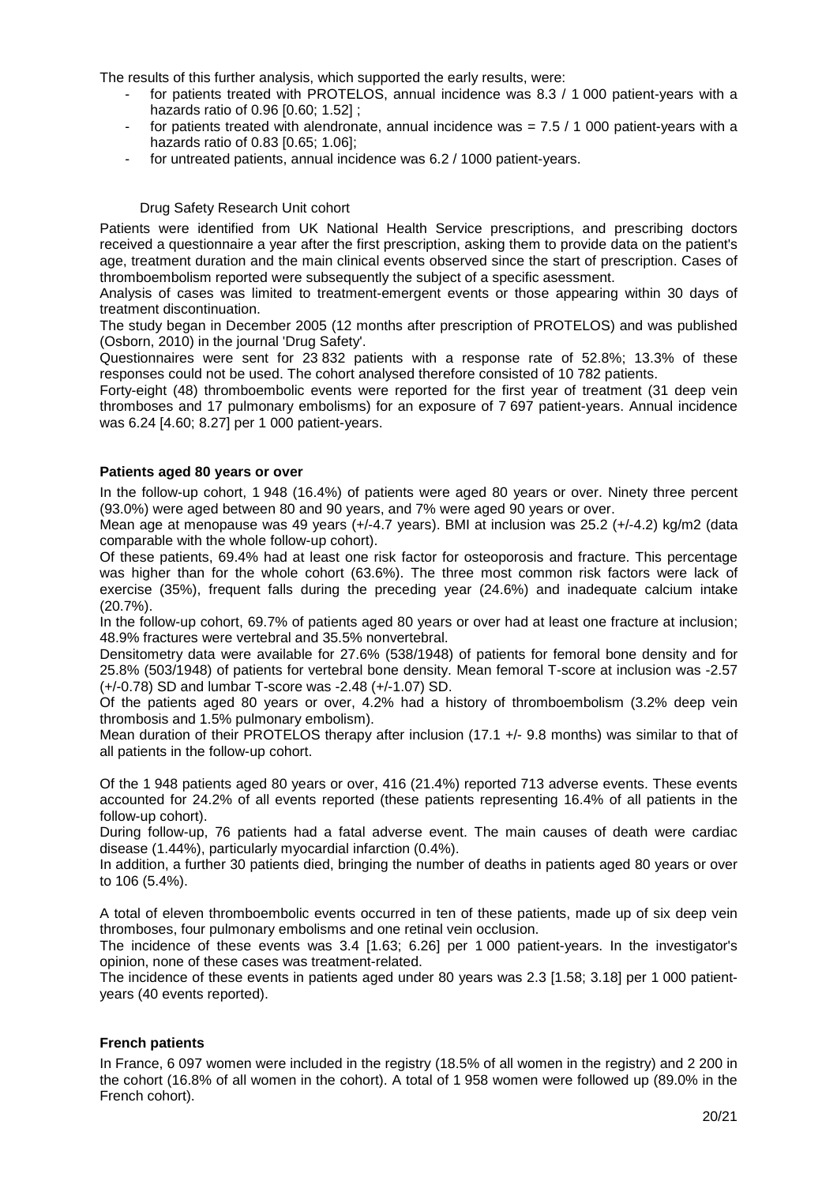The results of this further analysis, which supported the early results, were:

- for patients treated with PROTELOS, annual incidence was 8.3 / 1 000 patient-years with a hazards ratio of 0.96 [0.60; 1.52] ;
- for patients treated with alendronate, annual incidence was = 7.5 / 1 000 patient-years with a hazards ratio of 0.83 [0.65; 1.06];
- for untreated patients, annual incidence was 6.2 / 1000 patient-years.

Drug Safety Research Unit cohort

Patients were identified from UK National Health Service prescriptions, and prescribing doctors received a questionnaire a year after the first prescription, asking them to provide data on the patient's age, treatment duration and the main clinical events observed since the start of prescription. Cases of thromboembolism reported were subsequently the subject of a specific asessment.

Analysis of cases was limited to treatment-emergent events or those appearing within 30 days of treatment discontinuation.

The study began in December 2005 (12 months after prescription of PROTELOS) and was published (Osborn, 2010) in the journal 'Drug Safety'.

Questionnaires were sent for 23 832 patients with a response rate of 52.8%; 13.3% of these responses could not be used. The cohort analysed therefore consisted of 10 782 patients.

Forty-eight (48) thromboembolic events were reported for the first year of treatment (31 deep vein thromboses and 17 pulmonary embolisms) for an exposure of 7 697 patient-years. Annual incidence was 6.24 [4.60; 8.27] per 1 000 patient-years.

**Patients aged 80 years or over**

In the follow-up cohort, 1 948 (16.4%) of patients were aged 80 years or over. Ninety three percent (93.0%) were aged between 80 and 90 years, and 7% were aged 90 years or over.

Mean age at menopause was 49 years (+/-4.7 years). BMI at inclusion was 25.2 (+/-4.2) kg/m2 (data comparable with the whole follow-up cohort).

Of these patients, 69.4% had at least one risk factor for osteoporosis and fracture. This percentage was higher than for the whole cohort (63.6%). The three most common risk factors were lack of exercise (35%), frequent falls during the preceding year (24.6%) and inadequate calcium intake (20.7%).

In the follow-up cohort, 69.7% of patients aged 80 years or over had at least one fracture at inclusion; 48.9% fractures were vertebral and 35.5% nonvertebral.

Densitometry data were available for 27.6% (538/1948) of patients for femoral bone density and for 25.8% (503/1948) of patients for vertebral bone density. Mean femoral T-score at inclusion was -2.57 (+/-0.78) SD and lumbar T-score was -2.48 (+/-1.07) SD.

Of the patients aged 80 years or over, 4.2% had a history of thromboembolism (3.2% deep vein thrombosis and 1.5% pulmonary embolism).

Mean duration of their PROTELOS therapy after inclusion (17.1 +/- 9.8 months) was similar to that of all patients in the follow-up cohort.

Of the 1 948 patients aged 80 years or over, 416 (21.4%) reported 713 adverse events. These events accounted for 24.2% of all events reported (these patients representing 16.4% of all patients in the follow-up cohort).

During follow-up, 76 patients had a fatal adverse event. The main causes of death were cardiac disease (1.44%), particularly myocardial infarction (0.4%).

In addition, a further 30 patients died, bringing the number of deaths in patients aged 80 years or over to 106 (5.4%).

A total of eleven thromboembolic events occurred in ten of these patients, made up of six deep vein thromboses, four pulmonary embolisms and one retinal vein occlusion.

The incidence of these events was 3.4 [1.63; 6.26] per 1 000 patient-years. In the investigator's opinion, none of these cases was treatment-related.

The incidence of these events in patients aged under 80 years was 2.3 [1.58; 3.18] per 1 000 patient-years (40 events reported).

**French patients**

In France, 6 097 women were included in the registry (18.5% of all women in the registry) and 2 200 in the cohort (16.8% of all women in the cohort). A total of 1 958 women were followed up (89.0% in the French cohort).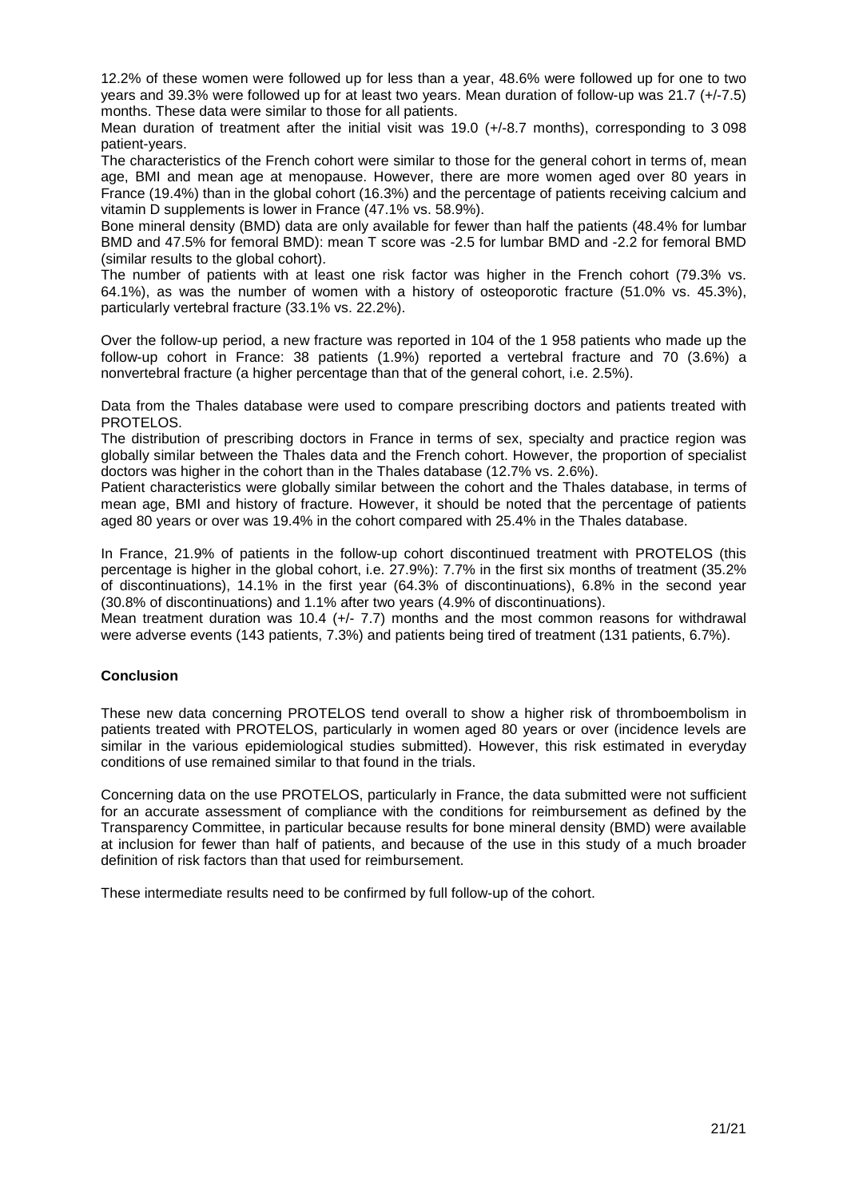12.2% of these women were followed up for less than a year, 48.6% were followed up for one to two years and 39.3% were followed up for at least two years. Mean duration of follow-up was 21.7 (+/-7.5) months. These data were similar to those for all patients.

Mean duration of treatment after the initial visit was 19.0 (+/-8.7 months), corresponding to 3 098 patient-years.

The characteristics of the French cohort were similar to those for the general cohort in terms of, mean age, BMI and mean age at menopause. However, there are more women aged over 80 years in France (19.4%) than in the global cohort (16.3%) and the percentage of patients receiving calcium and vitamin D supplements is lower in France (47.1% vs. 58.9%).

Bone mineral density (BMD) data are only available for fewer than half the patients (48.4% for lumbar BMD and 47.5% for femoral BMD): mean T score was -2.5 for lumbar BMD and -2.2 for femoral BMD (similar results to the global cohort).

The number of patients with at least one risk factor was higher in the French cohort (79.3% vs. 64.1%), as was the number of women with a history of osteoporotic fracture (51.0% vs. 45.3%), particularly vertebral fracture (33.1% vs. 22.2%).

Over the follow-up period, a new fracture was reported in 104 of the 1 958 patients who made up the follow-up cohort in France: 38 patients (1.9%) reported a vertebral fracture and 70 (3.6%) a nonvertebral fracture (a higher percentage than that of the general cohort, i.e. 2.5%).

Data from the Thales database were used to compare prescribing doctors and patients treated with PROTELOS.

The distribution of prescribing doctors in France in terms of sex, specialty and practice region was globally similar between the Thales data and the French cohort. However, the proportion of specialist doctors was higher in the cohort than in the Thales database (12.7% vs. 2.6%).

Patient characteristics were globally similar between the cohort and the Thales database, in terms of mean age, BMI and history of fracture. However, it should be noted that the percentage of patients aged 80 years or over was 19.4% in the cohort compared with 25.4% in the Thales database.

In France, 21.9% of patients in the follow-up cohort discontinued treatment with PROTELOS (this percentage is higher in the global cohort, i.e. 27.9%): 7.7% in the first six months of treatment (35.2% of discontinuations), 14.1% in the first year (64.3% of discontinuations), 6.8% in the second year (30.8% of discontinuations) and 1.1% after two years (4.9% of discontinuations).

Mean treatment duration was 10.4 (+/- 7.7) months and the most common reasons for withdrawal were adverse events (143 patients, 7.3%) and patients being tired of treatment (131 patients, 6.7%).

**Conclusion**

These new data concerning PROTELOS tend overall to show a higher risk of thromboembolism in patients treated with PROTELOS, particularly in women aged 80 years or over (incidence levels are similar in the various epidemiological studies submitted). However, this risk estimated in everyday conditions of use remained similar to that found in the trials.

Concerning data on the use PROTELOS, particularly in France, the data submitted were not sufficient for an accurate assessment of compliance with the conditions for reimbursement as defined by the Transparency Committee, in particular because results for bone mineral density (BMD) were available at inclusion for fewer than half of patients, and because of the use in this study of a much broader definition of risk factors than that used for reimbursement.

These intermediate results need to be confirmed by full follow-up of the cohort.